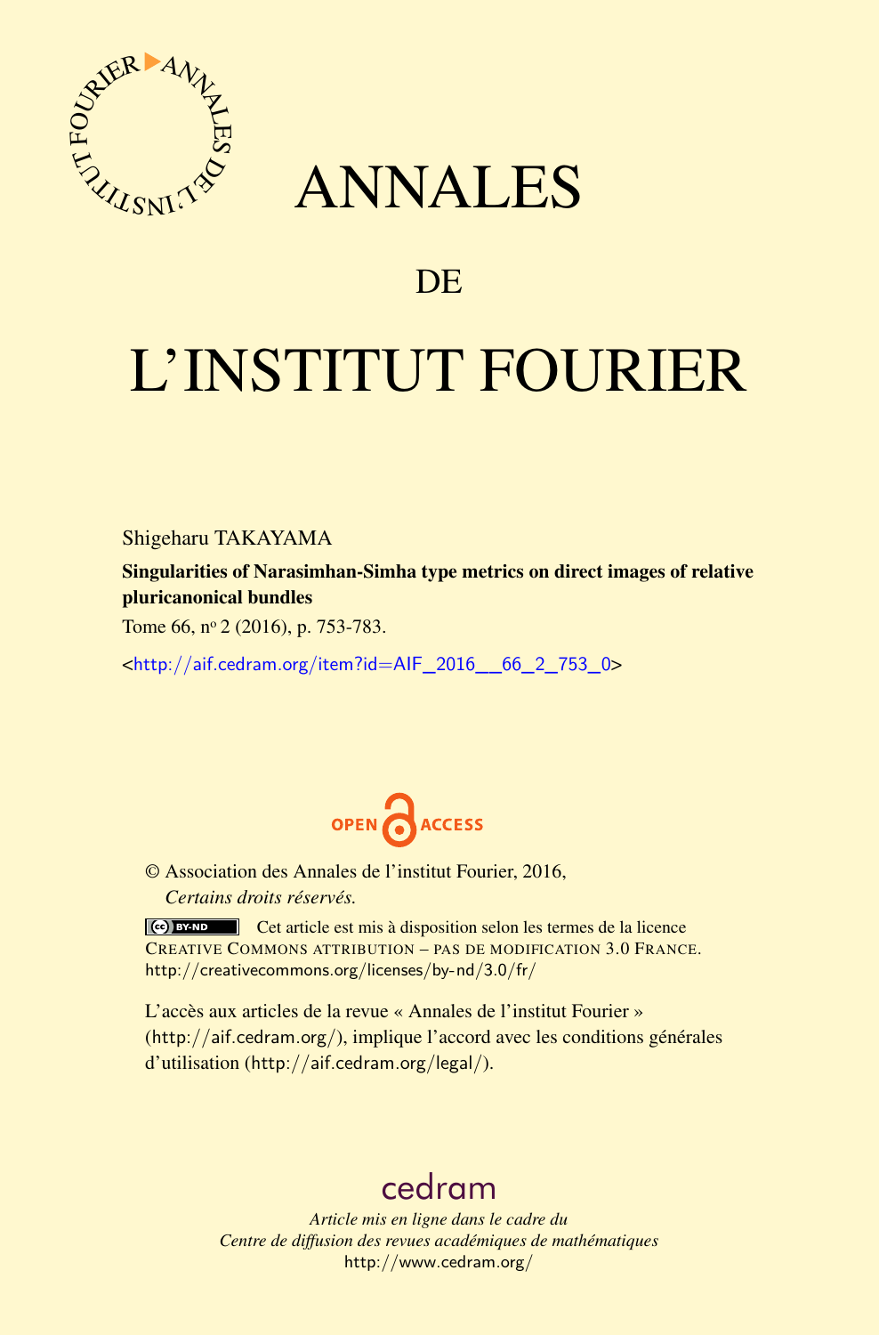# ANNALES

## DE

# L'INSTITUT FOURIER

Shigeharu TAKAYAMA

**Singularities of Narasimhan-Simha type metrics on direct images of relative pluricanonical bundles**

Tome 66, n$^{o}$ 2 (2016), p. 753-783.

<http://aif.cedram.org/item?id=AIF_2016__66_2_753_0>

OPEN ACCESS

© Association des Annales de l'institut Fourier, 2016,
*Certains droits réservés.*

Cet article est mis à disposition selon les termes de la licence CREATIVE COMMONS ATTRIBUTION – PAS DE MODIFICATION 3.0 FRANCE.
http://creativecommons.org/licenses/by-nd/3.0/fr/

L'accès aux articles de la revue « Annales de l'institut Fourier » (http://aif.cedram.org/), implique l'accord avec les conditions générales d'utilisation (http://aif.cedram.org/legal/).

cedram

*Article mis en ligne dans le cadre du*
*Centre de diffusion des revues académiques de mathématiques*
http://www.cedram.org/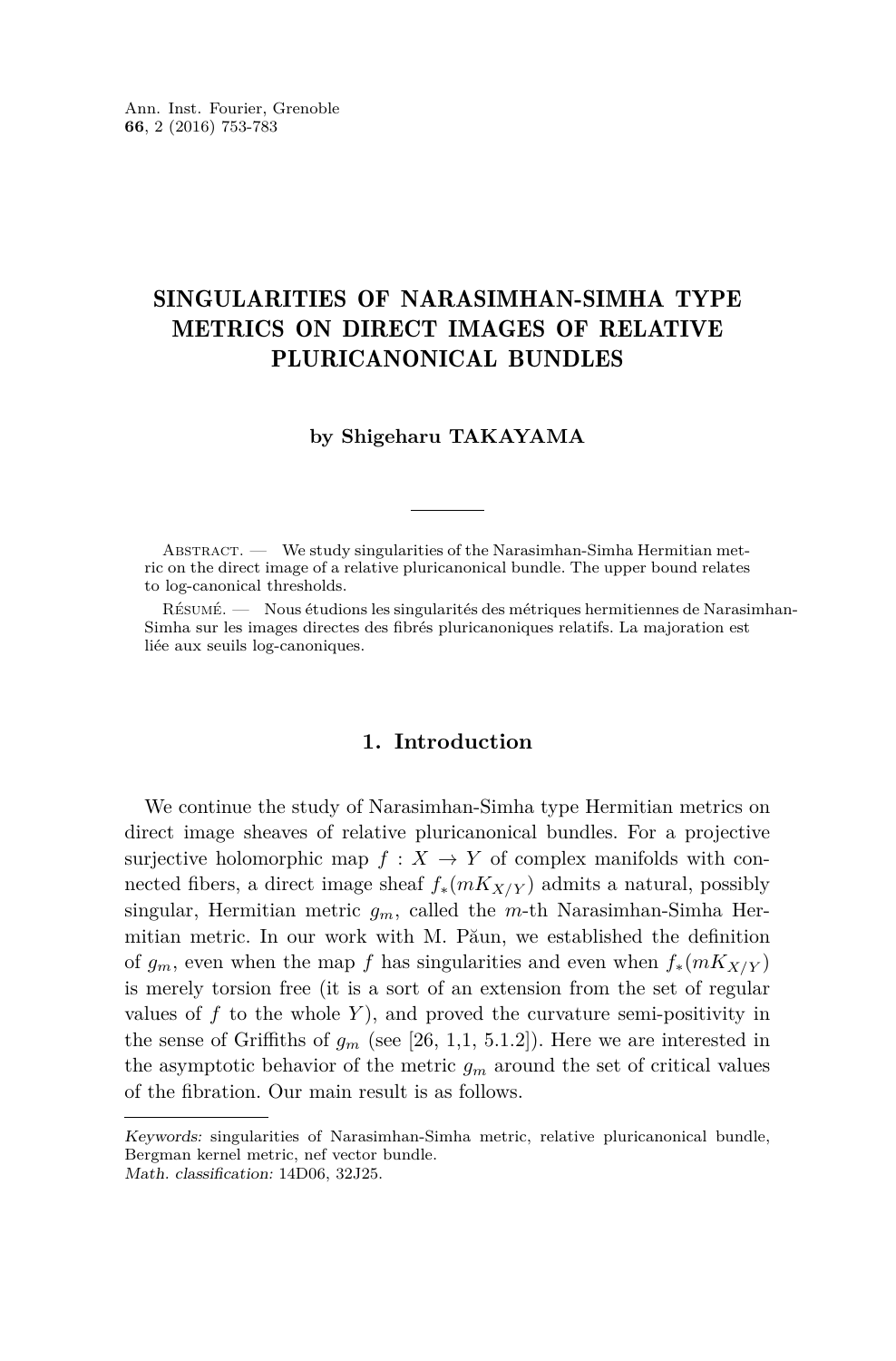# SINGULARITIES OF NARASIMHAN-SIMHA TYPE METRICS ON DIRECT IMAGES OF RELATIVE PLURICANONICAL BUNDLES

**by Shigeharu TAKAYAMA**

---

Abstract. — We study singularities of the Narasimhan-Simha Hermitian metric on the direct image of a relative pluricanonical bundle. The upper bound relates to log-canonical thresholds.

Résumé. — Nous étudions les singularités des métriques hermitiennes de Narasimhan-Simha sur les images directes des fibrés pluricanoniques relatifs. La majoration est liée aux seuils log-canoniques.

## 1. Introduction

We continue the study of Narasimhan-Simha type Hermitian metrics on direct image sheaves of relative pluricanonical bundles. For a projective surjective holomorphic map $f : X \to Y$ of complex manifolds with connected fibers, a direct image sheaf $f_*(mK_{X/Y})$ admits a natural, possibly singular, Hermitian metric $g_m$, called the $m$-th Narasimhan-Simha Hermitian metric. In our work with M. Păun, we established the definition of $g_m$, even when the map $f$ has singularities and even when $f_*(mK_{X/Y})$ is merely torsion free (it is a sort of an extension from the set of regular values of $f$ to the whole $Y$), and proved the curvature semi-positivity in the sense of Griffiths of $g_m$ (see [26, 1,1, 5.1.2]). Here we are interested in the asymptotic behavior of the metric $g_m$ around the set of critical values of the fibration. Our main result is as follows.

---

*Keywords:* singularities of Narasimhan-Simha metric, relative pluricanonical bundle, Bergman kernel metric, nef vector bundle.
*Math. classification:* 14D06, 32J25.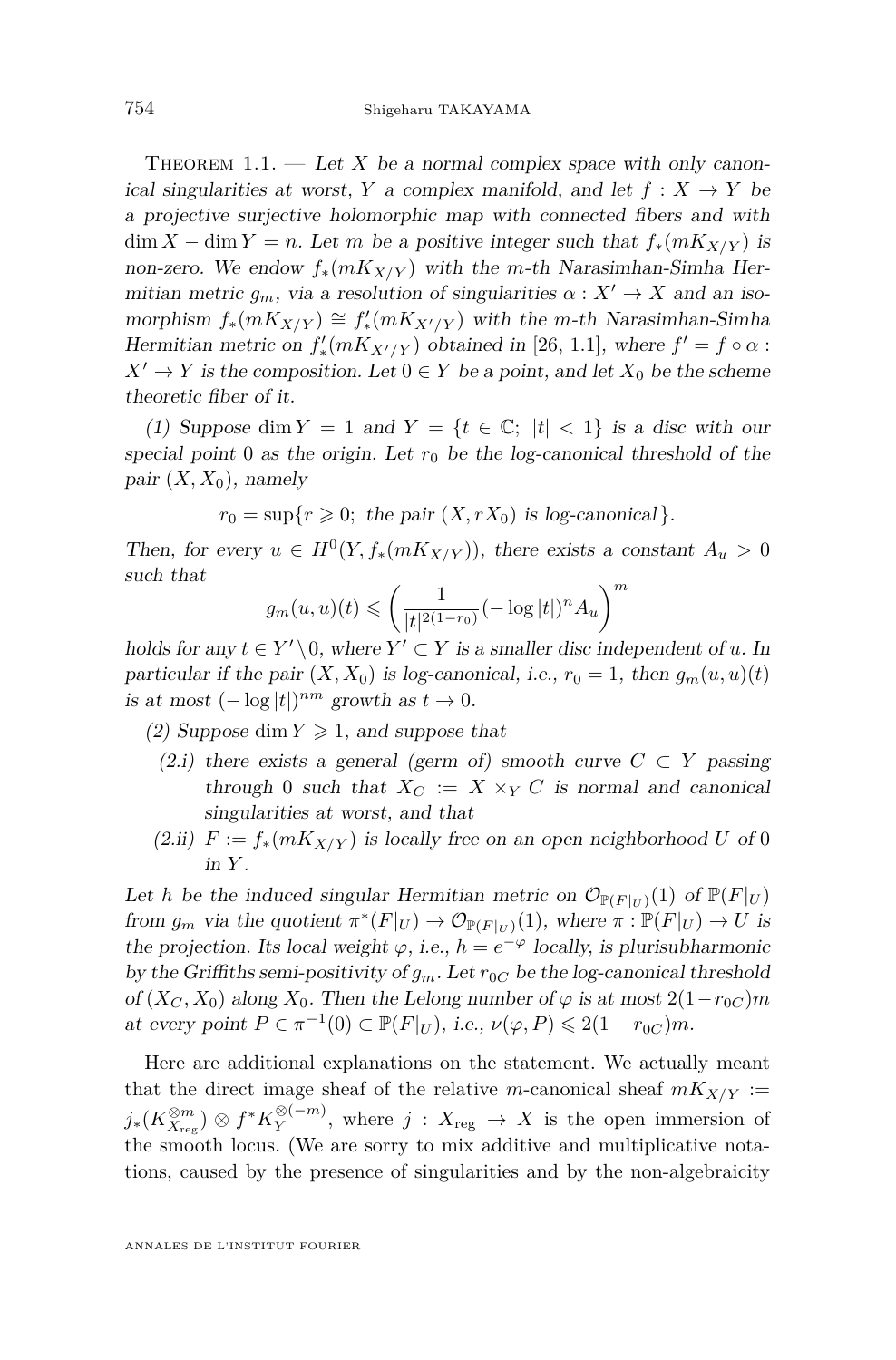Theorem 1.1. — *Let $X$ be a normal complex space with only canonical singularities at worst, $Y$ a complex manifold, and let $f : X \to Y$ be a projective surjective holomorphic map with connected fibers and with $\dim X - \dim Y = n$. Let $m$ be a positive integer such that $f_*(mK_{X/Y})$ is non-zero. We endow $f_*(mK_{X/Y})$ with the $m$-th Narasimhan-Simha Hermitian metric $g_m$, via a resolution of singularities $\alpha : X' \to X$ and an isomorphism $f_*(mK_{X/Y}) \cong f'_*(mK_{X'/Y})$ with the $m$-th Narasimhan-Simha Hermitian metric on $f'_*(mK_{X'/Y})$ obtained in [26, 1.1], where $f' = f \circ \alpha : X' \to Y$ is the composition. Let $0 \in Y$ be a point, and let $X_0$ be the scheme theoretic fiber of it.*

*(1) Suppose $\dim Y = 1$ and $Y = \{t \in \mathbb{C};\ |t| < 1\}$ is a disc with our special point $0$ as the origin. Let $r_0$ be the log-canonical threshold of the pair $(X, X_0)$, namely*

$$r_0 = \sup\{r \geqslant 0;\ \text{the pair } (X, rX_0) \text{ is log-canonical}\}.$$

*Then, for every $u \in H^0(Y, f_*(mK_{X/Y}))$, there exists a constant $A_u > 0$ such that*

$$g_m(u,u)(t) \leqslant \left( \frac{1}{|t|^{2(1-r_0)}} (-\log |t|)^n A_u \right)^m$$

*holds for any $t \in Y' \setminus 0$, where $Y' \subset Y$ is a smaller disc independent of $u$. In particular if the pair $(X, X_0)$ is log-canonical, i.e., $r_0 = 1$, then $g_m(u,u)(t)$ is at most $(-\log |t|)^{nm}$ growth as $t \to 0$.*

*(2) Suppose $\dim Y \geqslant 1$, and suppose that*

- *(2.i) there exists a general (germ of) smooth curve $C \subset Y$ passing through $0$ such that $X_C := X \times_Y C$ is normal and canonical singularities at worst, and that*
- *(2.ii) $F := f_*(mK_{X/Y})$ is locally free on an open neighborhood $U$ of $0$ in $Y$.*

*Let $h$ be the induced singular Hermitian metric on $\mathcal{O}_{\mathbb{P}(F|_U)}(1)$ of $\mathbb{P}(F|_U)$ from $g_m$ via the quotient $\pi^*(F|_U) \to \mathcal{O}_{\mathbb{P}(F|_U)}(1)$, where $\pi : \mathbb{P}(F|_U) \to U$ is the projection. Its local weight $\varphi$, i.e., $h = e^{-\varphi}$ locally, is plurisubharmonic by the Griffiths semi-positivity of $g_m$. Let $r_{0C}$ be the log-canonical threshold of $(X_C, X_0)$ along $X_0$. Then the Lelong number of $\varphi$ is at most $2(1-r_{0C})m$ at every point $P \in \pi^{-1}(0) \subset \mathbb{P}(F|_U)$, i.e., $\nu(\varphi, P) \leqslant 2(1-r_{0C})m$.*

Here are additional explanations on the statement. We actually meant that the direct image sheaf of the relative $m$-canonical sheaf $mK_{X/Y} := j_*(K_{X_{\mathrm{reg}}}^{\otimes m}) \otimes f^*K_Y^{\otimes(-m)}$, where $j : X_{\mathrm{reg}} \to X$ is the open immersion of the smooth locus. (We are sorry to mix additive and multiplicative notations, caused by the presence of singularities and by the non-algebraicity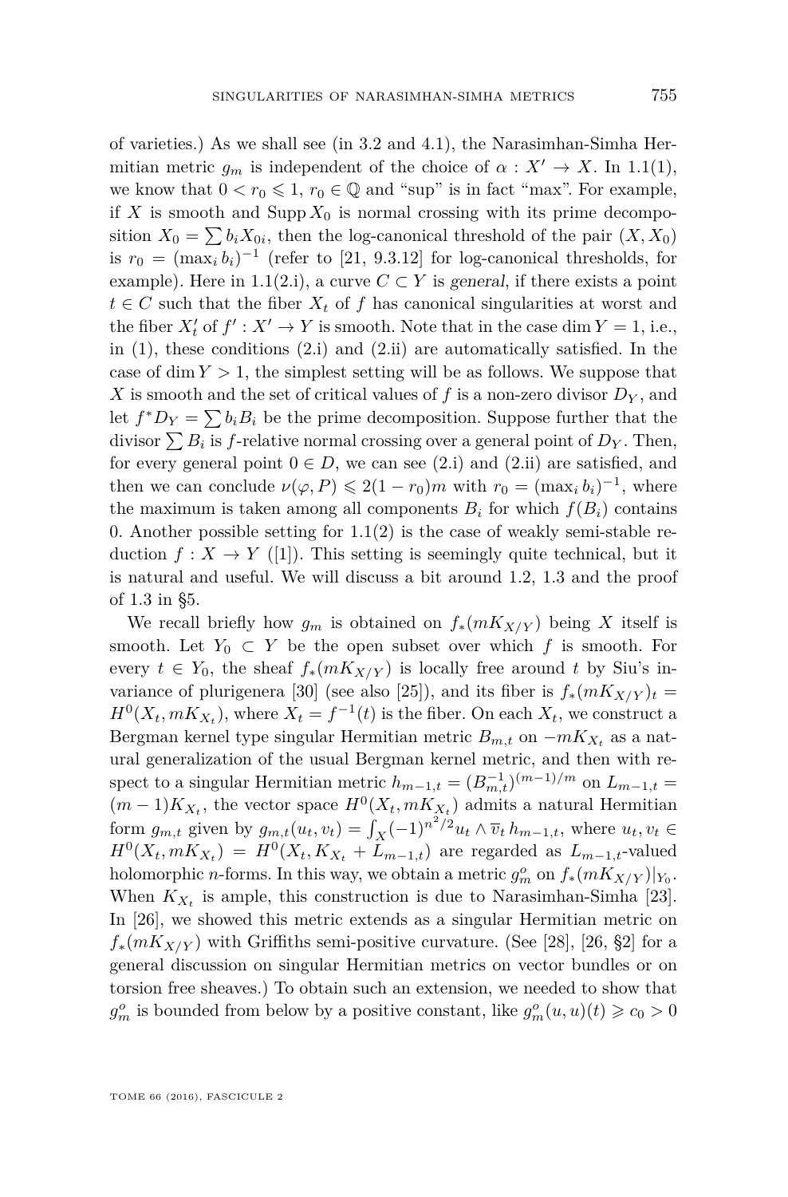of varieties.) As we shall see (in 3.2 and 4.1), the Narasimhan-Simha Hermitian metric $g_m$ is independent of the choice of $\alpha : X' \to X$. In 1.1(1), we know that $0 < r_0 \leqslant 1$, $r_0 \in \mathbb{Q}$ and "sup" is in fact "max". For example, if $X$ is smooth and $\operatorname{Supp} X_0$ is normal crossing with its prime decomposition $X_0 = \sum b_i X_{0i}$, then the log-canonical threshold of the pair $(X, X_0)$ is $r_0 = (\max_i b_i)^{-1}$ (refer to [21, 9.3.12] for log-canonical thresholds, for example). Here in 1.1(2.i), a curve $C \subset Y$ is *general*, if there exists a point $t \in C$ such that the fiber $X_t$ of $f$ has canonical singularities at worst and the fiber $X'_t$ of $f' : X' \to Y$ is smooth. Note that in the case $\dim Y = 1$, i.e., in (1), these conditions (2.i) and (2.ii) are automatically satisfied. In the case of $\dim Y > 1$, the simplest setting will be as follows. We suppose that $X$ is smooth and the set of critical values of $f$ is a non-zero divisor $D_Y$, and let $f^* D_Y = \sum b_i B_i$ be the prime decomposition. Suppose further that the divisor $\sum B_i$ is $f$-relative normal crossing over a general point of $D_Y$. Then, for every general point $0 \in D$, we can see (2.i) and (2.ii) are satisfied, and then we can conclude $\nu(\varphi, P) \leqslant 2(1 - r_0)m$ with $r_0 = (\max_i b_i)^{-1}$, where the maximum is taken among all components $B_i$ for which $f(B_i)$ contains 0. Another possible setting for 1.1(2) is the case of weakly semi-stable reduction $f : X \to Y$ ([1]). This setting is seemingly quite technical, but it is natural and useful. We will discuss a bit around 1.2, 1.3 and the proof of 1.3 in §5.

We recall briefly how $g_m$ is obtained on $f_*(mK_{X/Y})$ being $X$ itself is smooth. Let $Y_0 \subset Y$ be the open subset over which $f$ is smooth. For every $t \in Y_0$, the sheaf $f_*(mK_{X/Y})$ is locally free around $t$ by Siu's invariance of plurigenera [30] (see also [25]), and its fiber is $f_*(mK_{X/Y})_t = H^0(X_t, mK_{X_t})$, where $X_t = f^{-1}(t)$ is the fiber. On each $X_t$, we construct a Bergman kernel type singular Hermitian metric $B_{m,t}$ on $-mK_{X_t}$ as a natural generalization of the usual Bergman kernel metric, and then with respect to a singular Hermitian metric $h_{m-1,t} = (B_{m,t}^{-1})^{(m-1)/m}$ on $L_{m-1,t} = (m-1)K_{X_t}$, the vector space $H^0(X_t, mK_{X_t})$ admits a natural Hermitian form $g_{m,t}$ given by $g_{m,t}(u_t, v_t) = \int_X (-1)^{n^2/2} u_t \wedge \overline{v}_t\, h_{m-1,t}$, where $u_t, v_t \in H^0(X_t, mK_{X_t}) = H^0(X_t, K_{X_t} + L_{m-1,t})$ are regarded as $L_{m-1,t}$-valued holomorphic $n$-forms. In this way, we obtain a metric $g_m^o$ on $f_*(mK_{X/Y})|_{Y_0}$. When $K_{X_t}$ is ample, this construction is due to Narasimhan-Simha [23]. In [26], we showed this metric extends as a singular Hermitian metric on $f_*(mK_{X/Y})$ with Griffiths semi-positive curvature. (See [28], [26, §2] for a general discussion on singular Hermitian metrics on vector bundles or on torsion free sheaves.) To obtain such an extension, we needed to show that $g_m^o$ is bounded from below by a positive constant, like $g_m^o(u, u)(t) \geqslant c_0 > 0$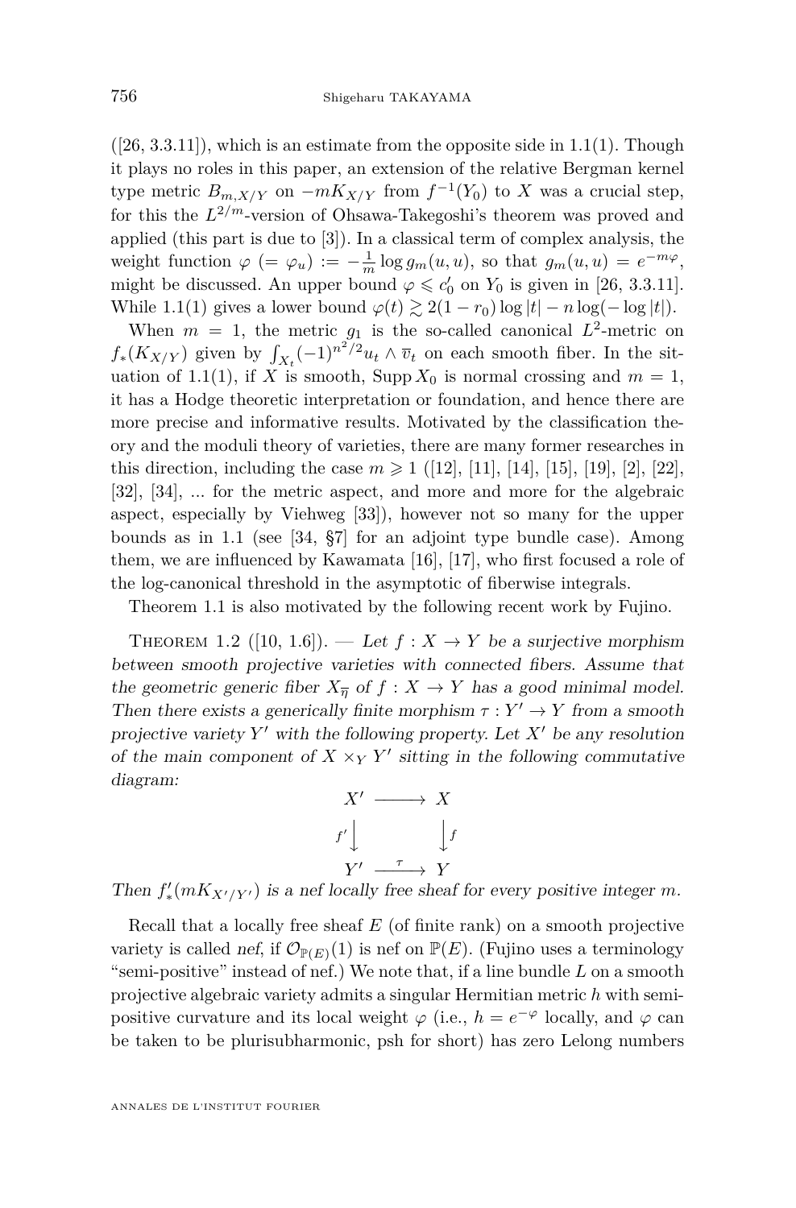([26, 3.3.11]), which is an estimate from the opposite side in 1.1(1). Though it plays no roles in this paper, an extension of the relative Bergman kernel type metric $B_{m,X/Y}$ on $-mK_{X/Y}$ from $f^{-1}(Y_0)$ to $X$ was a crucial step, for this the $L^{2/m}$-version of Ohsawa-Takegoshi's theorem was proved and applied (this part is due to [3]). In a classical term of complex analysis, the weight function $\varphi$ $(= \varphi_u) := -\frac{1}{m}\log g_m(u,u)$, so that $g_m(u,u) = e^{-m\varphi}$, might be discussed. An upper bound $\varphi \leqslant c_0'$ on $Y_0$ is given in [26, 3.3.11]. While 1.1(1) gives a lower bound $\varphi(t) \gtrsim 2(1-r_0)\log|t| - n\log(-\log|t|)$.

When $m = 1$, the metric $g_1$ is the so-called canonical $L^2$-metric on $f_*(K_{X/Y})$ given by $\int_{X_t}(-1)^{n^2/2}u_t \wedge \overline{v}_t$ on each smooth fiber. In the situation of 1.1(1), if $X$ is smooth, $\operatorname{Supp} X_0$ is normal crossing and $m = 1$, it has a Hodge theoretic interpretation or foundation, and hence there are more precise and informative results. Motivated by the classification theory and the moduli theory of varieties, there are many former researches in this direction, including the case $m \geqslant 1$ ([12], [11], [14], [15], [19], [2], [22], [32], [34], ... for the metric aspect, and more and more for the algebraic aspect, especially by Viehweg [33]), however not so many for the upper bounds as in 1.1 (see [34, §7] for an adjoint type bundle case). Among them, we are influenced by Kawamata [16], [17], who first focused a role of the log-canonical threshold in the asymptotic of fiberwise integrals.

Theorem 1.1 is also motivated by the following recent work by Fujino.

Theorem 1.2 ([10, 1.6]). — *Let $f : X \to Y$ be a surjective morphism between smooth projective varieties with connected fibers. Assume that the geometric generic fiber $X_{\overline{\eta}}$ of $f : X \to Y$ has a good minimal model. Then there exists a generically finite morphism $\tau : Y' \to Y$ from a smooth projective variety $Y'$ with the following property. Let $X'$ be any resolution of the main component of $X \times_Y Y'$ sitting in the following commutative diagram:*

$$\begin{array}{ccc} X' & \longrightarrow & X \\ {\scriptstyle f'}\downarrow & & \downarrow{\scriptstyle f} \\ Y' & \xrightarrow{\ \tau\ } & Y \end{array}$$

*Then $f'_*(mK_{X'/Y'})$ is a nef locally free sheaf for every positive integer $m$.*

Recall that a locally free sheaf $E$ (of finite rank) on a smooth projective variety is called *nef*, if $\mathcal{O}_{\mathbb{P}(E)}(1)$ is nef on $\mathbb{P}(E)$. (Fujino uses a terminology "semi-positive" instead of nef.) We note that, if a line bundle $L$ on a smooth projective algebraic variety admits a singular Hermitian metric $h$ with semi-positive curvature and its local weight $\varphi$ (i.e., $h = e^{-\varphi}$ locally, and $\varphi$ can be taken to be plurisubharmonic, psh for short) has zero Lelong numbers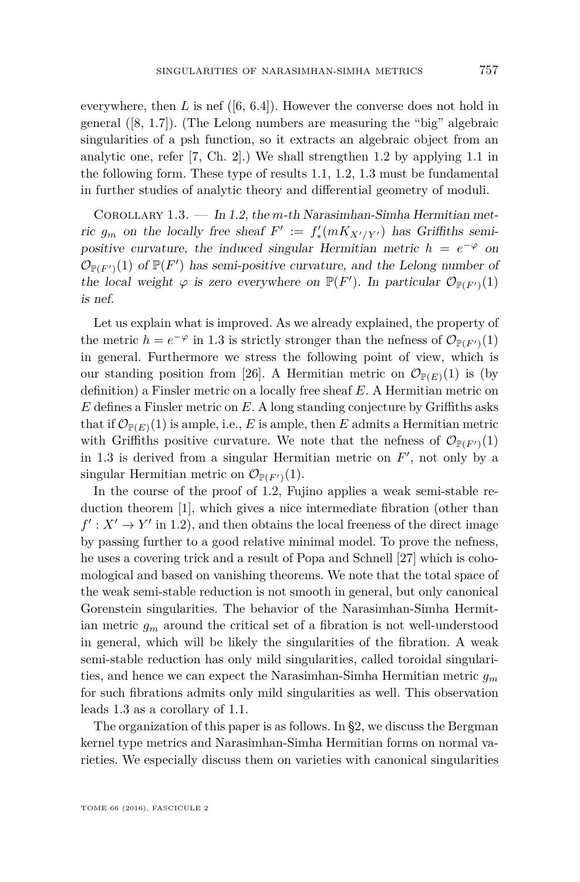everywhere, then $L$ is nef ([6, 6.4]). However the converse does not hold in general ([8, 1.7]). (The Lelong numbers are measuring the "big" algebraic singularities of a psh function, so it extracts an algebraic object from an analytic one, refer [7, Ch. 2].) We shall strengthen 1.2 by applying 1.1 in the following form. These type of results 1.1, 1.2, 1.3 must be fundamental in further studies of analytic theory and differential geometry of moduli.

Corollary 1.3. — *In 1.2, the $m$-th Narasimhan-Simha Hermitian metric $g_m$ on the locally free sheaf $F' := f'_*(mK_{X'/Y'})$ has Griffiths semi-positive curvature, the induced singular Hermitian metric $h = e^{-\varphi}$ on $\mathcal{O}_{\mathbb{P}(F')}(1)$ of $\mathbb{P}(F')$ has semi-positive curvature, and the Lelong number of the local weight $\varphi$ is zero everywhere on $\mathbb{P}(F')$. In particular $\mathcal{O}_{\mathbb{P}(F')}(1)$ is nef.*

Let us explain what is improved. As we already explained, the property of the metric $h = e^{-\varphi}$ in 1.3 is strictly stronger than the nefness of $\mathcal{O}_{\mathbb{P}(F')}(1)$ in general. Furthermore we stress the following point of view, which is our standing position from [26]. A Hermitian metric on $\mathcal{O}_{\mathbb{P}(E)}(1)$ is (by definition) a Finsler metric on a locally free sheaf $E$. A Hermitian metric on $E$ defines a Finsler metric on $E$. A long standing conjecture by Griffiths asks that if $\mathcal{O}_{\mathbb{P}(E)}(1)$ is ample, i.e., $E$ is ample, then $E$ admits a Hermitian metric with Griffiths positive curvature. We note that the nefness of $\mathcal{O}_{\mathbb{P}(F')}(1)$ in 1.3 is derived from a singular Hermitian metric on $F'$, not only by a singular Hermitian metric on $\mathcal{O}_{\mathbb{P}(F')}(1)$.

In the course of the proof of 1.2, Fujino applies a weak semi-stable reduction theorem [1], which gives a nice intermediate fibration (other than $f' : X' \to Y'$ in 1.2), and then obtains the local freeness of the direct image by passing further to a good relative minimal model. To prove the nefness, he uses a covering trick and a result of Popa and Schnell [27] which is cohomological and based on vanishing theorems. We note that the total space of the weak semi-stable reduction is not smooth in general, but only canonical Gorenstein singularities. The behavior of the Narasimhan-Simha Hermitian metric $g_m$ around the critical set of a fibration is not well-understood in general, which will be likely the singularities of the fibration. A weak semi-stable reduction has only mild singularities, called toroidal singularities, and hence we can expect the Narasimhan-Simha Hermitian metric $g_m$ for such fibrations admits only mild singularities as well. This observation leads 1.3 as a corollary of 1.1.

The organization of this paper is as follows. In §2, we discuss the Bergman kernel type metrics and Narasimhan-Simha Hermitian forms on normal varieties. We especially discuss them on varieties with canonical singularities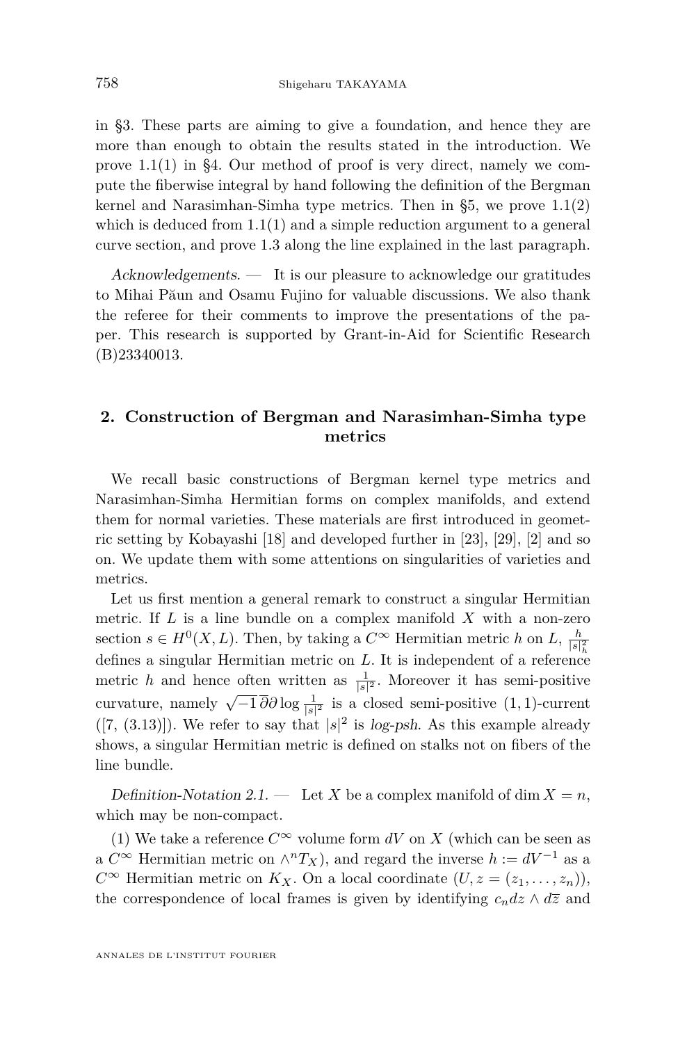in §3. These parts are aiming to give a foundation, and hence they are more than enough to obtain the results stated in the introduction. We prove 1.1(1) in §4. Our method of proof is very direct, namely we compute the fiberwise integral by hand following the definition of the Bergman kernel and Narasimhan-Simha type metrics. Then in §5, we prove 1.1(2) which is deduced from 1.1(1) and a simple reduction argument to a general curve section, and prove 1.3 along the line explained in the last paragraph.

*Acknowledgements*. — It is our pleasure to acknowledge our gratitudes to Mihai Păun and Osamu Fujino for valuable discussions. We also thank the referee for their comments to improve the presentations of the paper. This research is supported by Grant-in-Aid for Scientific Research (B)23340013.

## 2. Construction of Bergman and Narasimhan-Simha type metrics

We recall basic constructions of Bergman kernel type metrics and Narasimhan-Simha Hermitian forms on complex manifolds, and extend them for normal varieties. These materials are first introduced in geometric setting by Kobayashi [18] and developed further in [23], [29], [2] and so on. We update them with some attentions on singularities of varieties and metrics.

Let us first mention a general remark to construct a singular Hermitian metric. If $L$ is a line bundle on a complex manifold $X$ with a non-zero section $s \in H^0(X, L)$. Then, by taking a $C^\infty$ Hermitian metric $h$ on $L$, $\frac{h}{|s|_h^2}$ defines a singular Hermitian metric on $L$. It is independent of a reference metric $h$ and hence often written as $\frac{1}{|s|^2}$. Moreover it has semi-positive curvature, namely $\sqrt{-1}\,\overline{\partial}\partial \log \frac{1}{|s|^2}$ is a closed semi-positive $(1,1)$-current ([7, (3.13)]). We refer to say that $|s|^2$ is *log-psh*. As this example already shows, a singular Hermitian metric is defined on stalks not on fibers of the line bundle.

*Definition-Notation 2.1.* — Let $X$ be a complex manifold of $\dim X = n$, which may be non-compact.

(1) We take a reference $C^\infty$ volume form $dV$ on $X$ (which can be seen as a $C^\infty$ Hermitian metric on $\wedge^n T_X$), and regard the inverse $h := dV^{-1}$ as a $C^\infty$ Hermitian metric on $K_X$. On a local coordinate $(U, z = (z_1, \ldots, z_n))$, the correspondence of local frames is given by identifying $c_n dz \wedge d\overline{z}$ and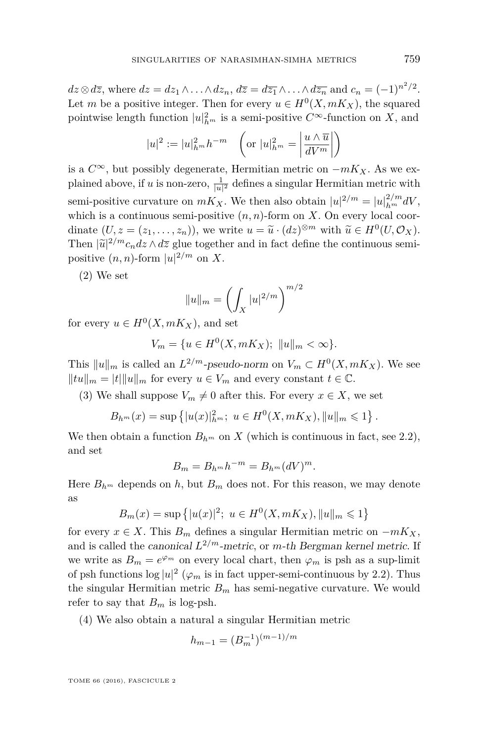$dz \otimes d\overline{z}$, where $dz = dz_1 \wedge \ldots \wedge dz_n$, $d\overline{z} = d\overline{z_1} \wedge \ldots \wedge d\overline{z_n}$ and $c_n = (-1)^{n^2/2}$. Let $m$ be a positive integer. Then for every $u \in H^0(X, mK_X)$, the squared pointwise length function $|u|^2_{h^m}$ is a semi-positive $C^\infty$-function on $X$, and

$$|u|^2 := |u|^2_{h^m} h^{-m} \quad \left(\text{or } |u|^2_{h^m} = \left|\frac{u \wedge \overline{u}}{dV^m}\right|\right)$$

is a $C^\infty$, but possibly degenerate, Hermitian metric on $-mK_X$. As we explained above, if $u$ is non-zero, $\frac{1}{|u|^2}$ defines a singular Hermitian metric with semi-positive curvature on $mK_X$. We then also obtain $|u|^{2/m} = |u|^{2/m}_{h^m} dV$, which is a continuous semi-positive $(n,n)$-form on $X$. On every local coordinate $(U, z = (z_1, \ldots, z_n))$, we write $u = \widetilde{u} \cdot (dz)^{\otimes m}$ with $\widetilde{u} \in H^0(U, \mathcal{O}_X)$. Then $|\widetilde{u}|^{2/m} c_n dz \wedge d\overline{z}$ glue together and in fact define the continuous semi-positive $(n,n)$-form $|u|^{2/m}$ on $X$.

(2) We set

$$\|u\|_m = \left(\int_X |u|^{2/m}\right)^{m/2}$$

for every $u \in H^0(X, mK_X)$, and set

$$V_m = \{u \in H^0(X, mK_X);\ \|u\|_m < \infty\}.$$

This $\|u\|_m$ is called an *$L^{2/m}$-pseudo-norm* on $V_m \subset H^0(X, mK_X)$. We see $\|tu\|_m = |t| \|u\|_m$ for every $u \in V_m$ and every constant $t \in \mathbb{C}$.

(3) We shall suppose $V_m \neq 0$ after this. For every $x \in X$, we set

$$B_{h^m}(x) = \sup\left\{|u(x)|^2_{h^m};\ u \in H^0(X, mK_X), \|u\|_m \leqslant 1\right\}.$$

We then obtain a function $B_{h^m}$ on $X$ (which is continuous in fact, see 2.2), and set

$$B_m = B_{h^m} h^{-m} = B_{h^m} (dV)^m.$$

Here $B_{h^m}$ depends on $h$, but $B_m$ does not. For this reason, we may denote as

$$B_m(x) = \sup\left\{|u(x)|^2;\ u \in H^0(X, mK_X), \|u\|_m \leqslant 1\right\}$$

for every $x \in X$. This $B_m$ defines a singular Hermitian metric on $-mK_X$, and is called the *canonical $L^{2/m}$-metric*, or *$m$-th Bergman kernel metric*. If we write as $B_m = e^{\varphi_m}$ on every local chart, then $\varphi_m$ is psh as a sup-limit of psh functions $\log |u|^2$ ($\varphi_m$ is in fact upper-semi-continuous by 2.2). Thus the singular Hermitian metric $B_m$ has semi-negative curvature. We would refer to say that $B_m$ is log-psh.

(4) We also obtain a natural a singular Hermitian metric

$$h_{m-1} = (B_m^{-1})^{(m-1)/m}$$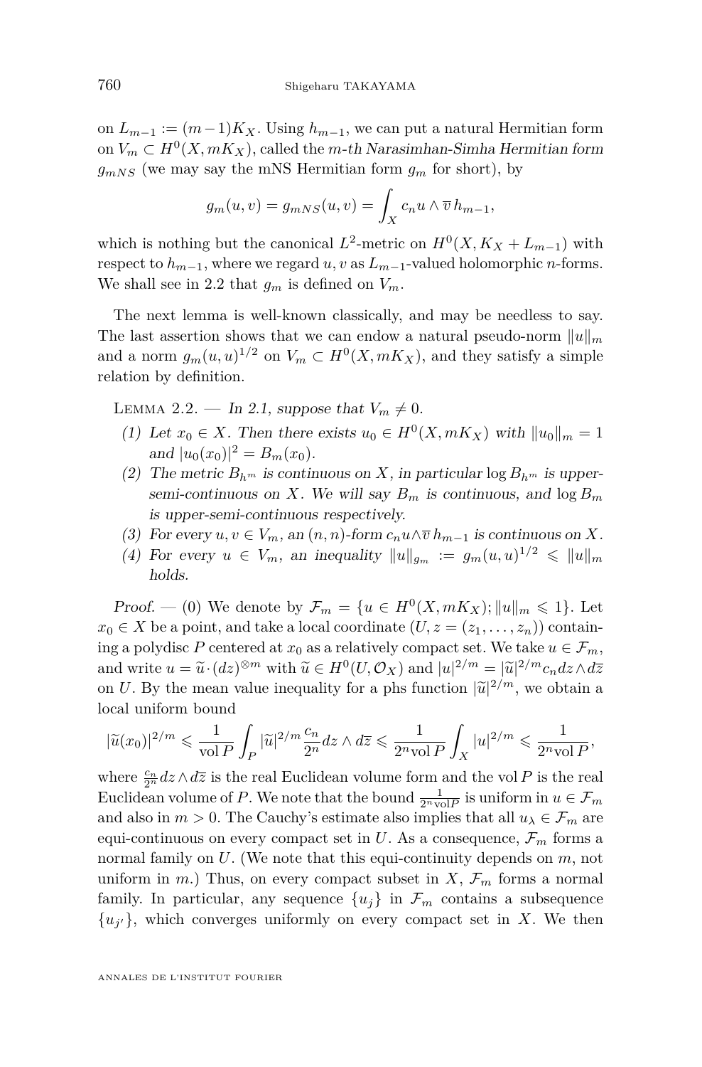on $L_{m-1} := (m-1)K_X$. Using $h_{m-1}$, we can put a natural Hermitian form on $V_m \subset H^0(X, mK_X)$, called the *m-th Narasimhan-Simha Hermitian form* $g_{mNS}$ (we may say the mNS Hermitian form $g_m$ for short), by

$$g_m(u,v) = g_{mNS}(u,v) = \int_X c_n u \wedge \overline{v}\, h_{m-1},$$

which is nothing but the canonical $L^2$-metric on $H^0(X, K_X + L_{m-1})$ with respect to $h_{m-1}$, where we regard $u, v$ as $L_{m-1}$-valued holomorphic $n$-forms. We shall see in 2.2 that $g_m$ is defined on $V_m$.

The next lemma is well-known classically, and may be needless to say. The last assertion shows that we can endow a natural pseudo-norm $\|u\|_m$ and a norm $g_m(u,u)^{1/2}$ on $V_m \subset H^0(X, mK_X)$, and they satisfy a simple relation by definition.

Lemma 2.2. — *In 2.1, suppose that $V_m \neq 0$.*

1. *Let $x_0 \in X$. Then there exists $u_0 \in H^0(X, mK_X)$ with $\|u_0\|_m = 1$ and $|u_0(x_0)|^2 = B_m(x_0)$.*
2. *The metric $B_{h^m}$ is continuous on $X$, in particular $\log B_{h^m}$ is upper-semi-continuous on $X$. We will say $B_m$ is continuous, and $\log B_m$ is upper-semi-continuous respectively.*
3. *For every $u, v \in V_m$, an $(n,n)$-form $c_n u \wedge \overline{v}\, h_{m-1}$ is continuous on $X$.*
4. *For every $u \in V_m$, an inequality $\|u\|_{g_m} := g_m(u,u)^{1/2} \leqslant \|u\|_m$ holds.*

*Proof.* — (0) We denote by $\mathcal{F}_m = \{u \in H^0(X, mK_X); \|u\|_m \leqslant 1\}$. Let $x_0 \in X$ be a point, and take a local coordinate $(U, z = (z_1, \ldots, z_n))$ containing a polydisc $P$ centered at $x_0$ as a relatively compact set. We take $u \in \mathcal{F}_m$, and write $u = \widetilde{u} \cdot (dz)^{\otimes m}$ with $\widetilde{u} \in H^0(U, \mathcal{O}_X)$ and $|u|^{2/m} = |\widetilde{u}|^{2/m} c_n dz \wedge d\overline{z}$ on $U$. By the mean value inequality for a phs function $|\widetilde{u}|^{2/m}$, we obtain a local uniform bound

$$|\widetilde{u}(x_0)|^{2/m} \leqslant \frac{1}{\operatorname{vol} P} \int_P |\widetilde{u}|^{2/m} \frac{c_n}{2^n} dz \wedge d\overline{z} \leqslant \frac{1}{2^n \operatorname{vol} P} \int_X |u|^{2/m} \leqslant \frac{1}{2^n \operatorname{vol} P},$$

where $\frac{c_n}{2^n} dz \wedge d\overline{z}$ is the real Euclidean volume form and the $\operatorname{vol} P$ is the real Euclidean volume of $P$. We note that the bound $\frac{1}{2^n \operatorname{vol} P}$ is uniform in $u \in \mathcal{F}_m$ and also in $m > 0$. The Cauchy's estimate also implies that all $u_\lambda \in \mathcal{F}_m$ are equi-continuous on every compact set in $U$. As a consequence, $\mathcal{F}_m$ forms a normal family on $U$. (We note that this equi-continuity depends on $m$, not uniform in $m$.) Thus, on every compact subset in $X$, $\mathcal{F}_m$ forms a normal family. In particular, any sequence $\{u_j\}$ in $\mathcal{F}_m$ contains a subsequence $\{u_{j'}\}$, which converges uniformly on every compact set in $X$. We then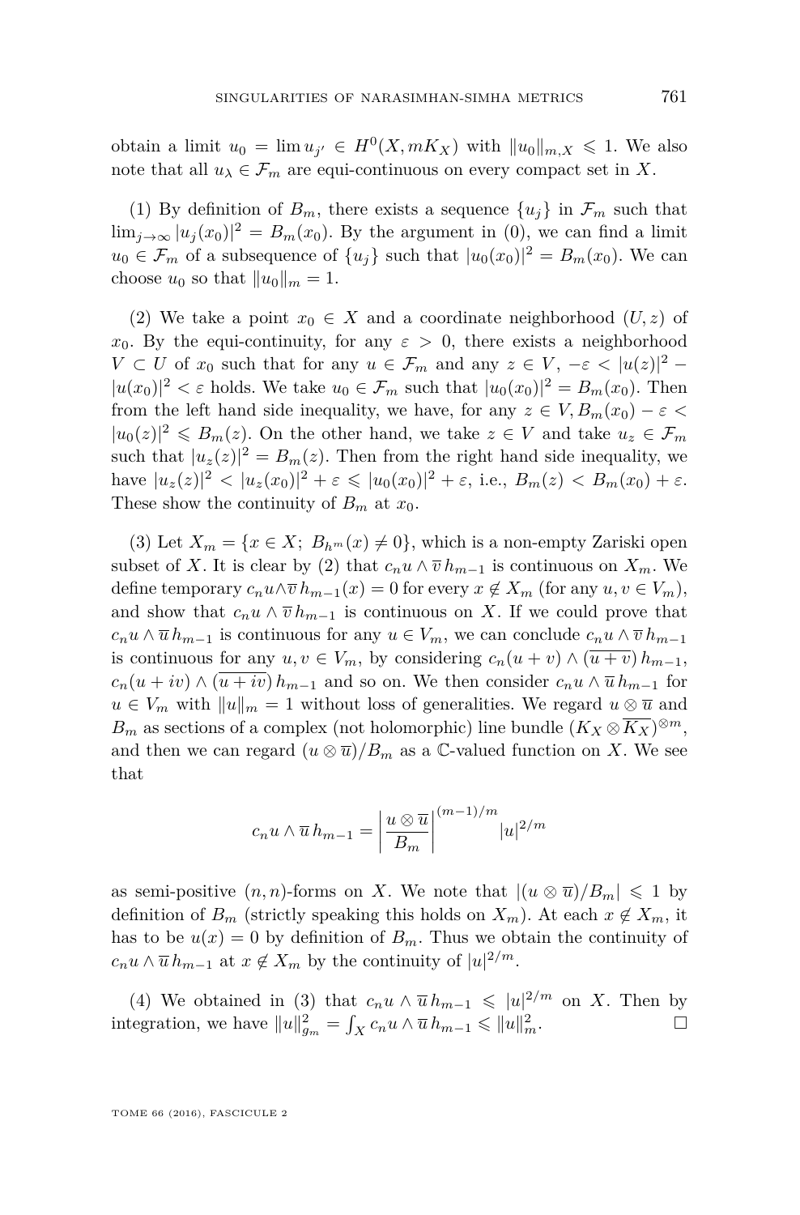obtain a limit $u_0 = \lim u_{j'} \in H^0(X, mK_X)$ with $\|u_0\|_{m,X} \leqslant 1$. We also note that all $u_\lambda \in \mathcal{F}_m$ are equi-continuous on every compact set in $X$.

(1) By definition of $B_m$, there exists a sequence $\{u_j\}$ in $\mathcal{F}_m$ such that $\lim_{j\to\infty} |u_j(x_0)|^2 = B_m(x_0)$. By the argument in (0), we can find a limit $u_0 \in \mathcal{F}_m$ of a subsequence of $\{u_j\}$ such that $|u_0(x_0)|^2 = B_m(x_0)$. We can choose $u_0$ so that $\|u_0\|_m = 1$.

(2) We take a point $x_0 \in X$ and a coordinate neighborhood $(U, z)$ of $x_0$. By the equi-continuity, for any $\varepsilon > 0$, there exists a neighborhood $V \subset U$ of $x_0$ such that for any $u \in \mathcal{F}_m$ and any $z \in V$, $-\varepsilon < |u(z)|^2 - |u(x_0)|^2 < \varepsilon$ holds. We take $u_0 \in \mathcal{F}_m$ such that $|u_0(x_0)|^2 = B_m(x_0)$. Then from the left hand side inequality, we have, for any $z \in V, B_m(x_0) - \varepsilon < |u_0(z)|^2 \leqslant B_m(z)$. On the other hand, we take $z \in V$ and take $u_z \in \mathcal{F}_m$ such that $|u_z(z)|^2 = B_m(z)$. Then from the right hand side inequality, we have $|u_z(z)|^2 < |u_z(x_0)|^2 + \varepsilon \leqslant |u_0(x_0)|^2 + \varepsilon$, i.e., $B_m(z) < B_m(x_0) + \varepsilon$. These show the continuity of $B_m$ at $x_0$.

(3) Let $X_m = \{x \in X;\ B_{h^m}(x) \neq 0\}$, which is a non-empty Zariski open subset of $X$. It is clear by (2) that $c_n u \wedge \overline{v}\, h_{m-1}$ is continuous on $X_m$. We define temporary $c_n u \wedge \overline{v}\, h_{m-1}(x) = 0$ for every $x \notin X_m$ (for any $u, v \in V_m$), and show that $c_n u \wedge \overline{v}\, h_{m-1}$ is continuous on $X$. If we could prove that $c_n u \wedge \overline{u}\, h_{m-1}$ is continuous for any $u \in V_m$, we can conclude $c_n u \wedge \overline{v}\, h_{m-1}$ is continuous for any $u, v \in V_m$, by considering $c_n(u+v) \wedge (\overline{u+v})\, h_{m-1}$, $c_n(u+iv) \wedge (\overline{u+iv})\, h_{m-1}$ and so on. We then consider $c_n u \wedge \overline{u}\, h_{m-1}$ for $u \in V_m$ with $\|u\|_m = 1$ without loss of generalities. We regard $u \otimes \overline{u}$ and $B_m$ as sections of a complex (not holomorphic) line bundle $(K_X \otimes \overline{K_X})^{\otimes m}$, and then we can regard $(u \otimes \overline{u})/B_m$ as a $\mathbb{C}$-valued function on $X$. We see that

$$c_n u \wedge \overline{u}\, h_{m-1} = \left| \frac{u \otimes \overline{u}}{B_m} \right|^{(m-1)/m} |u|^{2/m}$$

as semi-positive $(n, n)$-forms on $X$. We note that $|(u \otimes \overline{u})/B_m| \leqslant 1$ by definition of $B_m$ (strictly speaking this holds on $X_m$). At each $x \notin X_m$, it has to be $u(x) = 0$ by definition of $B_m$. Thus we obtain the continuity of $c_n u \wedge \overline{u}\, h_{m-1}$ at $x \notin X_m$ by the continuity of $|u|^{2/m}$.

(4) We obtained in (3) that $c_n u \wedge \overline{u}\, h_{m-1} \leqslant |u|^{2/m}$ on $X$. Then by integration, we have $\|u\|^2_{g_m} = \int_X c_n u \wedge \overline{u}\, h_{m-1} \leqslant \|u\|^2_m$. $\square$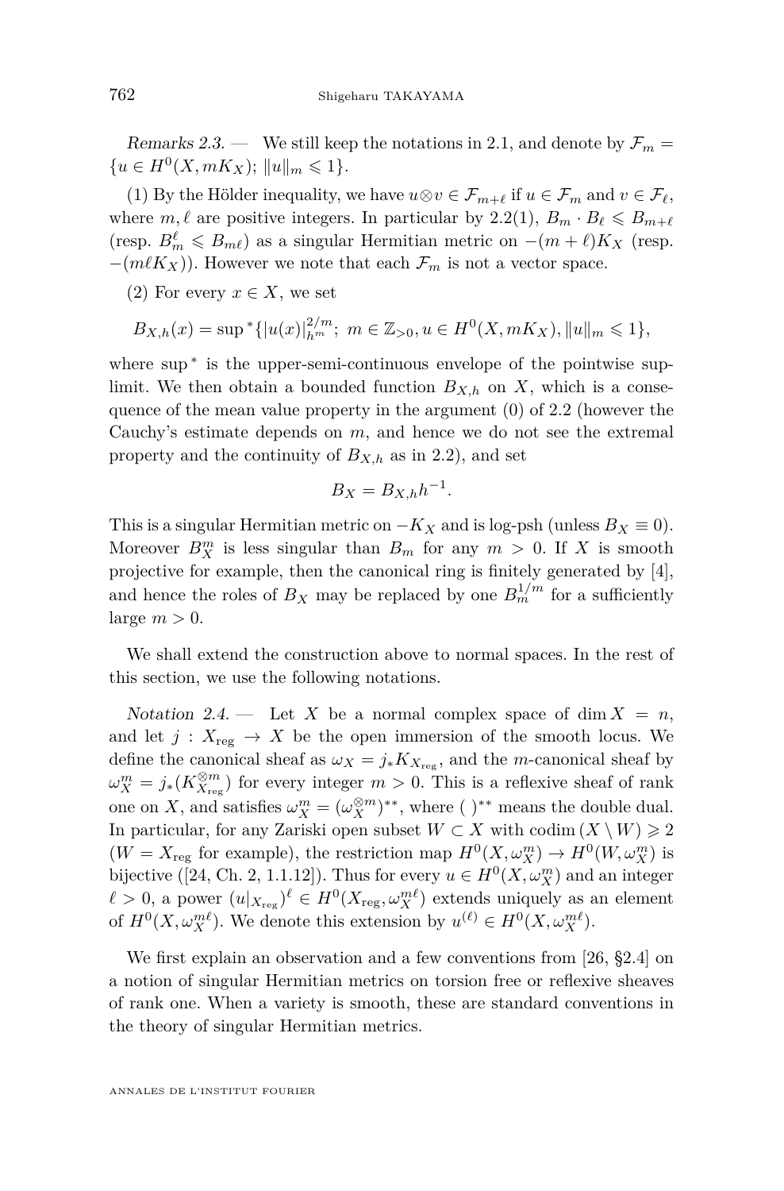*Remarks 2.3.* — We still keep the notations in 2.1, and denote by $\mathcal{F}_m = \{u \in H^0(X, mK_X);\ \|u\|_m \leqslant 1\}$.

(1) By the Hölder inequality, we have $u \otimes v \in \mathcal{F}_{m+\ell}$ if $u \in \mathcal{F}_m$ and $v \in \mathcal{F}_\ell$, where $m, \ell$ are positive integers. In particular by 2.2(1), $B_m \cdot B_\ell \leqslant B_{m+\ell}$ (resp. $B_m^\ell \leqslant B_{m\ell}$) as a singular Hermitian metric on $-(m+\ell)K_X$ (resp. $-(m\ell K_X)$). However we note that each $\mathcal{F}_m$ is not a vector space.

(2) For every $x \in X$, we set

$$B_{X,h}(x) = \sup{}^*\{|u(x)|_{h^m}^{2/m};\ m \in \mathbb{Z}_{>0}, u \in H^0(X, mK_X), \|u\|_m \leqslant 1\},$$

where $\sup^*$ is the upper-semi-continuous envelope of the pointwise sup-limit. We then obtain a bounded function $B_{X,h}$ on $X$, which is a consequence of the mean value property in the argument (0) of 2.2 (however the Cauchy's estimate depends on $m$, and hence we do not see the extremal property and the continuity of $B_{X,h}$ as in 2.2), and set

$$B_X = B_{X,h}h^{-1}.$$

This is a singular Hermitian metric on $-K_X$ and is log-psh (unless $B_X \equiv 0$). Moreover $B_X^m$ is less singular than $B_m$ for any $m > 0$. If $X$ is smooth projective for example, then the canonical ring is finitely generated by [4], and hence the roles of $B_X$ may be replaced by one $B_m^{1/m}$ for a sufficiently large $m > 0$.

We shall extend the construction above to normal spaces. In the rest of this section, we use the following notations.

*Notation 2.4.* — Let $X$ be a normal complex space of $\dim X = n$, and let $j : X_{\mathrm{reg}} \to X$ be the open immersion of the smooth locus. We define the canonical sheaf as $\omega_X = j_* K_{X_{\mathrm{reg}}}$, and the $m$-canonical sheaf by $\omega_X^m = j_*(K_{X_{\mathrm{reg}}}^{\otimes m})$ for every integer $m > 0$. This is a reflexive sheaf of rank one on $X$, and satisfies $\omega_X^m = (\omega_X^{\otimes m})^{**}$, where $(\ )^{**}$ means the double dual. In particular, for any Zariski open subset $W \subset X$ with $\mathrm{codim}\,(X \setminus W) \geqslant 2$ ($W = X_{\mathrm{reg}}$ for example), the restriction map $H^0(X, \omega_X^m) \to H^0(W, \omega_X^m)$ is bijective ([24, Ch. 2, 1.1.12]). Thus for every $u \in H^0(X, \omega_X^m)$ and an integer $\ell > 0$, a power $(u|_{X_{\mathrm{reg}}})^\ell \in H^0(X_{\mathrm{reg}}, \omega_X^{m\ell})$ extends uniquely as an element of $H^0(X, \omega_X^{m\ell})$. We denote this extension by $u^{(\ell)} \in H^0(X, \omega_X^{m\ell})$.

We first explain an observation and a few conventions from [26, §2.4] on a notion of singular Hermitian metrics on torsion free or reflexive sheaves of rank one. When a variety is smooth, these are standard conventions in the theory of singular Hermitian metrics.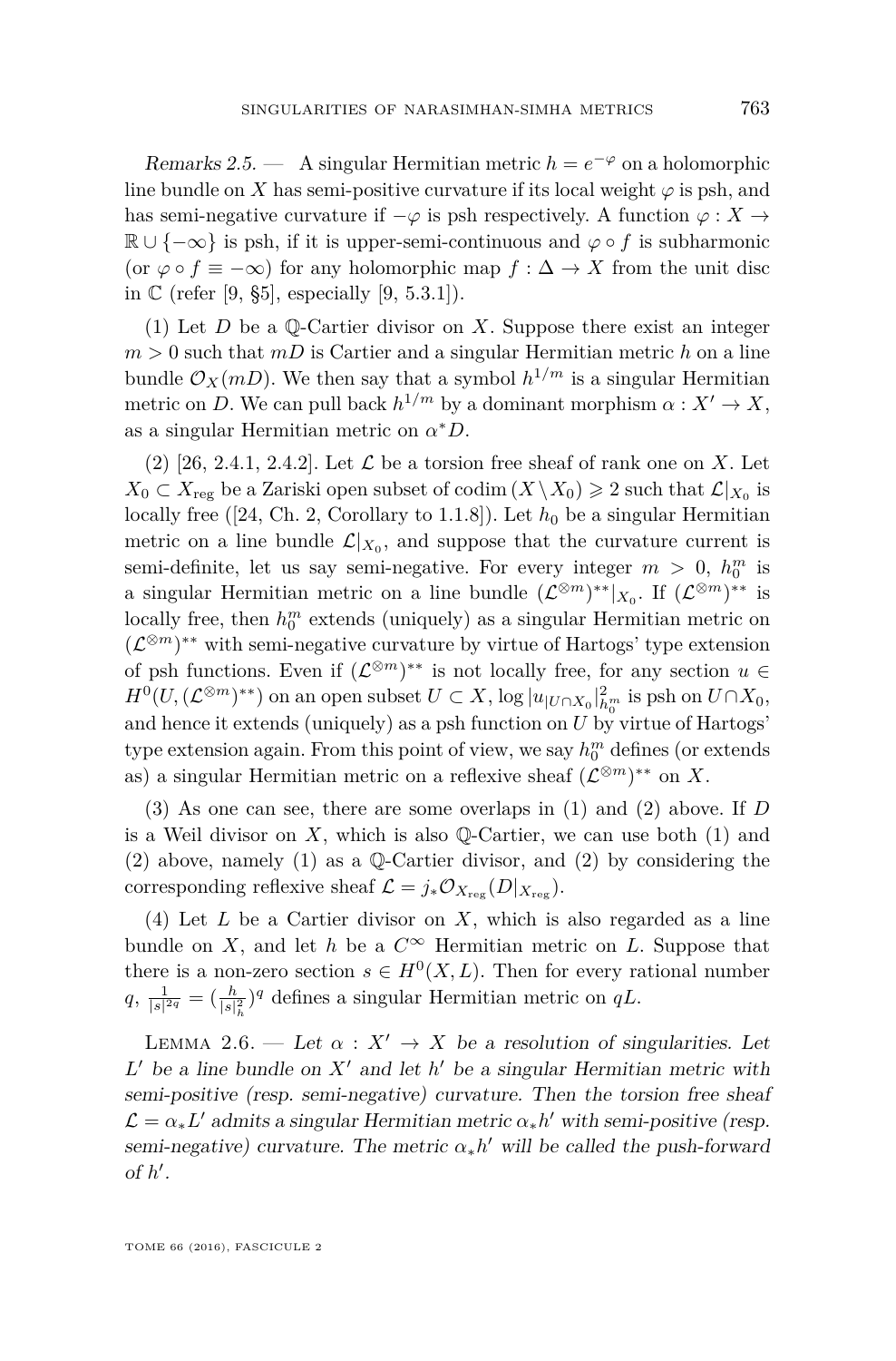*Remarks 2.5.* — A singular Hermitian metric $h = e^{-\varphi}$ on a holomorphic line bundle on $X$ has semi-positive curvature if its local weight $\varphi$ is psh, and has semi-negative curvature if $-\varphi$ is psh respectively. A function $\varphi : X \to \mathbb{R} \cup \{-\infty\}$ is psh, if it is upper-semi-continuous and $\varphi \circ f$ is subharmonic (or $\varphi \circ f \equiv -\infty$) for any holomorphic map $f : \Delta \to X$ from the unit disc in $\mathbb{C}$ (refer [9, §5], especially [9, 5.3.1]).

(1) Let $D$ be a $\mathbb{Q}$-Cartier divisor on $X$. Suppose there exist an integer $m > 0$ such that $mD$ is Cartier and a singular Hermitian metric $h$ on a line bundle $\mathcal{O}_X(mD)$. We then say that a symbol $h^{1/m}$ is a singular Hermitian metric on $D$. We can pull back $h^{1/m}$ by a dominant morphism $\alpha : X' \to X$, as a singular Hermitian metric on $\alpha^* D$.

(2) [26, 2.4.1, 2.4.2]. Let $\mathcal{L}$ be a torsion free sheaf of rank one on $X$. Let $X_0 \subset X_{\mathrm{reg}}$ be a Zariski open subset of $\operatorname{codim}(X \setminus X_0) \geqslant 2$ such that $\mathcal{L}|_{X_0}$ is locally free ([24, Ch. 2, Corollary to 1.1.8]). Let $h_0$ be a singular Hermitian metric on a line bundle $\mathcal{L}|_{X_0}$, and suppose that the curvature current is semi-definite, let us say semi-negative. For every integer $m > 0$, $h_0^m$ is a singular Hermitian metric on a line bundle $(\mathcal{L}^{\otimes m})^{**}|_{X_0}$. If $(\mathcal{L}^{\otimes m})^{**}$ is locally free, then $h_0^m$ extends (uniquely) as a singular Hermitian metric on $(\mathcal{L}^{\otimes m})^{**}$ with semi-negative curvature by virtue of Hartogs' type extension of psh functions. Even if $(\mathcal{L}^{\otimes m})^{**}$ is not locally free, for any section $u \in H^0(U, (\mathcal{L}^{\otimes m})^{**})$ on an open subset $U \subset X$, $\log |u_{|U \cap X_0}|^2_{h_0^m}$ is psh on $U \cap X_0$, and hence it extends (uniquely) as a psh function on $U$ by virtue of Hartogs' type extension again. From this point of view, we say $h_0^m$ defines (or extends as) a singular Hermitian metric on a reflexive sheaf $(\mathcal{L}^{\otimes m})^{**}$ on $X$.

(3) As one can see, there are some overlaps in (1) and (2) above. If $D$ is a Weil divisor on $X$, which is also $\mathbb{Q}$-Cartier, we can use both (1) and (2) above, namely (1) as a $\mathbb{Q}$-Cartier divisor, and (2) by considering the corresponding reflexive sheaf $\mathcal{L} = j_* \mathcal{O}_{X_{\mathrm{reg}}}(D|_{X_{\mathrm{reg}}})$.

(4) Let $L$ be a Cartier divisor on $X$, which is also regarded as a line bundle on $X$, and let $h$ be a $C^\infty$ Hermitian metric on $L$. Suppose that there is a non-zero section $s \in H^0(X, L)$. Then for every rational number $q$, $\frac{1}{|s|^{2q}} = (\frac{h}{|s|_h^2})^q$ defines a singular Hermitian metric on $qL$.

Lemma 2.6. — *Let $\alpha : X' \to X$ be a resolution of singularities. Let $L'$ be a line bundle on $X'$ and let $h'$ be a singular Hermitian metric with semi-positive (resp. semi-negative) curvature. Then the torsion free sheaf $\mathcal{L} = \alpha_* L'$ admits a singular Hermitian metric $\alpha_* h'$ with semi-positive (resp. semi-negative) curvature. The metric $\alpha_* h'$ will be called the push-forward of $h'$.*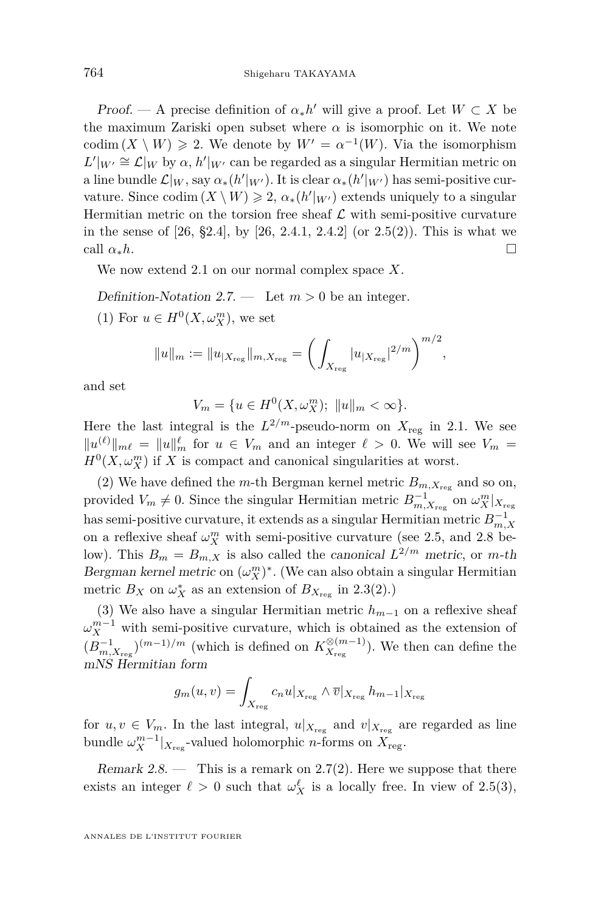*Proof.* — A precise definition of $\alpha_* h'$ will give a proof. Let $W \subset X$ be the maximum Zariski open subset where $\alpha$ is isomorphic on it. We note $\operatorname{codim}(X \setminus W) \geqslant 2$. We denote by $W' = \alpha^{-1}(W)$. Via the isomorphism $L'|_{W'} \cong \mathcal{L}|_W$ by $\alpha$, $h'|_{W'}$ can be regarded as a singular Hermitian metric on a line bundle $\mathcal{L}|_W$, say $\alpha_*(h'|_{W'})$. It is clear $\alpha_*(h'|_{W'})$ has semi-positive curvature. Since $\operatorname{codim}(X \setminus W) \geqslant 2$, $\alpha_*(h'|_{W'})$ extends uniquely to a singular Hermitian metric on the torsion free sheaf $\mathcal{L}$ with semi-positive curvature in the sense of [26, §2.4], by [26, 2.4.1, 2.4.2] (or 2.5(2)). This is what we call $\alpha_* h$. $\square$

We now extend 2.1 on our normal complex space $X$.

*Definition-Notation 2.7.* — Let $m > 0$ be an integer.

(1) For $u \in H^0(X, \omega_X^m)$, we set

$$\|u\|_m := \|u_{|X_{\text{reg}}}\|_{m, X_{\text{reg}}} = \left( \int_{X_{\text{reg}}} |u_{|X_{\text{reg}}}|^{2/m} \right)^{m/2},$$

and set

$$V_m = \{u \in H^0(X, \omega_X^m);\ \|u\|_m < \infty\}.$$

Here the last integral is the $L^{2/m}$-pseudo-norm on $X_{\text{reg}}$ in 2.1. We see $\|u^{(\ell)}\|_{m\ell} = \|u\|_m^{\ell}$ for $u \in V_m$ and an integer $\ell > 0$. We will see $V_m = H^0(X, \omega_X^m)$ if $X$ is compact and canonical singularities at worst.

(2) We have defined the $m$-th Bergman kernel metric $B_{m, X_{\text{reg}}}$ and so on, provided $V_m \neq 0$. Since the singular Hermitian metric $B_{m, X_{\text{reg}}}^{-1}$ on $\omega_X^m|_{X_{\text{reg}}}$ has semi-positive curvature, it extends as a singular Hermitian metric $B_{m,X}^{-1}$ on a reflexive sheaf $\omega_X^m$ with semi-positive curvature (see 2.5, and 2.8 below). This $B_m = B_{m,X}$ is also called the *canonical $L^{2/m}$ metric*, or *$m$-th Bergman kernel metric* on $(\omega_X^m)^*$. (We can also obtain a singular Hermitian metric $B_X$ on $\omega_X^*$ as an extension of $B_{X_{\text{reg}}}$ in 2.3(2).)

(3) We also have a singular Hermitian metric $h_{m-1}$ on a reflexive sheaf $\omega_X^{m-1}$ with semi-positive curvature, which is obtained as the extension of $(B_{m, X_{\text{reg}}}^{-1})^{(m-1)/m}$ (which is defined on $K_{X_{\text{reg}}}^{\otimes (m-1)}$). We then can define the *mNS Hermitian form*

$$g_m(u, v) = \int_{X_{\text{reg}}} c_n u|_{X_{\text{reg}}} \wedge \overline{v}|_{X_{\text{reg}}} h_{m-1}|_{X_{\text{reg}}}$$

for $u, v \in V_m$. In the last integral, $u|_{X_{\text{reg}}}$ and $v|_{X_{\text{reg}}}$ are regarded as line bundle $\omega_X^{m-1}|_{X_{\text{reg}}}$-valued holomorphic $n$-forms on $X_{\text{reg}}$.

*Remark 2.8.* — This is a remark on 2.7(2). Here we suppose that there exists an integer $\ell > 0$ such that $\omega_X^{\ell}$ is a locally free. In view of 2.5(3),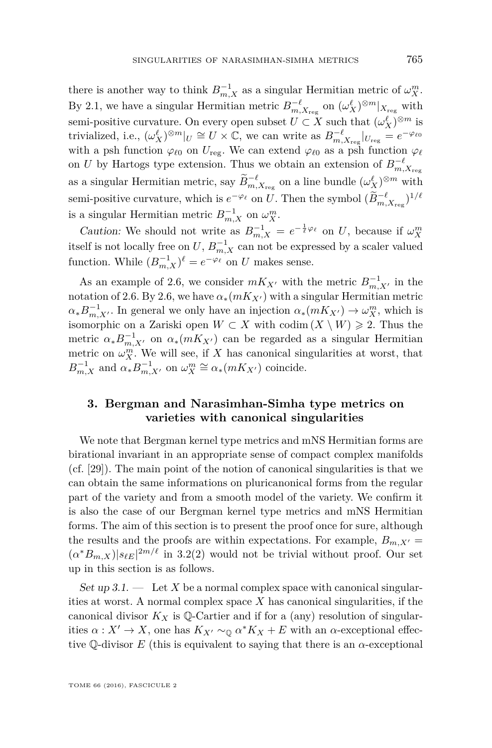there is another way to think $B^{-1}_{m,X}$ as a singular Hermitian metric of $\omega^m_X$. By 2.1, we have a singular Hermitian metric $B^{-\ell}_{m,X_{\mathrm{reg}}}$ on $(\omega^\ell_X)^{\otimes m}|_{X_{\mathrm{reg}}}$ with semi-positive curvature. On every open subset $U \subset X$ such that $(\omega^\ell_X)^{\otimes m}$ is trivialized, i.e., $(\omega^\ell_X)^{\otimes m}|_U \cong U \times \mathbb{C}$, we can write as $B^{-\ell}_{m,X_{\mathrm{reg}}}|_{U_{\mathrm{reg}}} = e^{-\varphi_{\ell 0}}$ with a psh function $\varphi_{\ell 0}$ on $U_{\mathrm{reg}}$. We can extend $\varphi_{\ell 0}$ as a psh function $\varphi_\ell$ on $U$ by Hartogs type extension. Thus we obtain an extension of $B^{-\ell}_{m,X_{\mathrm{reg}}}$ as a singular Hermitian metric, say $\widetilde{B}^{-\ell}_{m,X_{\mathrm{reg}}}$ on a line bundle $(\omega^\ell_X)^{\otimes m}$ with semi-positive curvature, which is $e^{-\varphi_\ell}$ on $U$. Then the symbol $(\widetilde{B}^{-\ell}_{m,X_{\mathrm{reg}}})^{1/\ell}$ is a singular Hermitian metric $B^{-1}_{m,X}$ on $\omega^m_X$.

*Caution:* We should not write as $B^{-1}_{m,X} = e^{-\frac{1}{\ell}\varphi_\ell}$ on $U$, because if $\omega^m_X$ itself is not locally free on $U$, $B^{-1}_{m,X}$ can not be expressed by a scaler valued function. While $(B^{-1}_{m,X})^\ell = e^{-\varphi_\ell}$ on $U$ makes sense.

As an example of 2.6, we consider $mK_{X'}$ with the metric $B^{-1}_{m,X'}$ in the notation of 2.6. By 2.6, we have $\alpha_*(mK_{X'})$ with a singular Hermitian metric $\alpha_* B^{-1}_{m,X'}$. In general we only have an injection $\alpha_*(mK_{X'}) \to \omega^m_X$, which is isomorphic on a Zariski open $W \subset X$ with $\operatorname{codim}(X \setminus W) \geqslant 2$. Thus the metric $\alpha_* B^{-1}_{m,X'}$ on $\alpha_*(mK_{X'})$ can be regarded as a singular Hermitian metric on $\omega^m_X$. We will see, if $X$ has canonical singularities at worst, that $B^{-1}_{m,X}$ and $\alpha_* B^{-1}_{m,X'}$ on $\omega^m_X \cong \alpha_*(mK_{X'})$ coincide.

## 3. Bergman and Narasimhan-Simha type metrics on varieties with canonical singularities

We note that Bergman kernel type metrics and mNS Hermitian forms are birational invariant in an appropriate sense of compact complex manifolds (cf. [29]). The main point of the notion of canonical singularities is that we can obtain the same informations on pluricanonical forms from the regular part of the variety and from a smooth model of the variety. We confirm it is also the case of our Bergman kernel type metrics and mNS Hermitian forms. The aim of this section is to present the proof once for sure, although the results and the proofs are within expectations. For example, $B_{m,X'} = (\alpha^* B_{m,X})|s_{\ell E}|^{2m/\ell}$ in 3.2(2) would not be trivial without proof. Our set up in this section is as follows.

*Set up 3.1.* — Let $X$ be a normal complex space with canonical singularities at worst. A normal complex space $X$ has canonical singularities, if the canonical divisor $K_X$ is $\mathbb{Q}$-Cartier and if for a (any) resolution of singularities $\alpha : X' \to X$, one has $K_{X'} \sim_{\mathbb{Q}} \alpha^* K_X + E$ with an $\alpha$-exceptional effective $\mathbb{Q}$-divisor $E$ (this is equivalent to saying that there is an $\alpha$-exceptional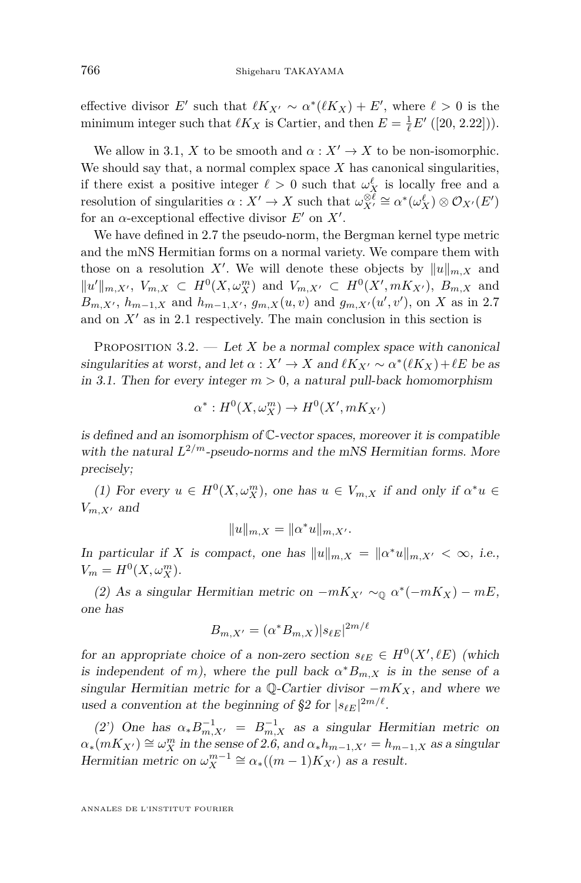effective divisor $E'$ such that $\ell K_{X'} \sim \alpha^*(\ell K_X) + E'$, where $\ell > 0$ is the minimum integer such that $\ell K_X$ is Cartier, and then $E = \frac{1}{\ell} E'$ ([20, 2.22])).

We allow in 3.1, $X$ to be smooth and $\alpha : X' \to X$ to be non-isomorphic. We should say that, a normal complex space $X$ has canonical singularities, if there exist a positive integer $\ell > 0$ such that $\omega_X^{\ell}$ is locally free and a resolution of singularities $\alpha : X' \to X$ such that $\omega_{X'}^{\otimes \ell} \cong \alpha^*(\omega_X^{\ell}) \otimes \mathcal{O}_{X'}(E')$ for an $\alpha$-exceptional effective divisor $E'$ on $X'$.

We have defined in 2.7 the pseudo-norm, the Bergman kernel type metric and the mNS Hermitian forms on a normal variety. We compare them with those on a resolution $X'$. We will denote these objects by $\|u\|_{m,X}$ and $\|u'\|_{m,X'}$, $V_{m,X} \subset H^0(X, \omega_X^m)$ and $V_{m,X'} \subset H^0(X', mK_{X'})$, $B_{m,X}$ and $B_{m,X'}$, $h_{m-1,X}$ and $h_{m-1,X'}$, $g_{m,X}(u,v)$ and $g_{m,X'}(u',v')$, on $X$ as in 2.7 and on $X'$ as in 2.1 respectively. The main conclusion in this section is

Proposition 3.2. — *Let $X$ be a normal complex space with canonical singularities at worst, and let $\alpha : X' \to X$ and $\ell K_{X'} \sim \alpha^*(\ell K_X) + \ell E$ be as in 3.1. Then for every integer $m > 0$, a natural pull-back homomorphism*

$$\alpha^* : H^0(X, \omega_X^m) \to H^0(X', mK_{X'})$$

*is defined and an isomorphism of $\mathbb{C}$-vector spaces, moreover it is compatible with the natural $L^{2/m}$-pseudo-norms and the mNS Hermitian forms. More precisely;*

*(1) For every $u \in H^0(X, \omega_X^m)$, one has $u \in V_{m,X}$ if and only if $\alpha^* u \in V_{m,X'}$ and*

$$\|u\|_{m,X} = \|\alpha^* u\|_{m,X'}.$$

*In particular if $X$ is compact, one has $\|u\|_{m,X} = \|\alpha^* u\|_{m,X'} < \infty$, i.e., $V_m = H^0(X, \omega_X^m)$.*

*(2) As a singular Hermitian metric on $-mK_{X'} \sim_{\mathbb{Q}} \alpha^*(-mK_X) - mE$, one has*

$$B_{m,X'} = (\alpha^* B_{m,X}) |s_{\ell E}|^{2m/\ell}$$

*for an appropriate choice of a non-zero section $s_{\ell E} \in H^0(X', \ell E)$ (which is independent of $m$), where the pull back $\alpha^* B_{m,X}$ is in the sense of a singular Hermitian metric for a $\mathbb{Q}$-Cartier divisor $-mK_X$, and where we used a convention at the beginning of §2 for $|s_{\ell E}|^{2m/\ell}$.*

*(2') One has $\alpha_* B_{m,X'}^{-1} = B_{m,X}^{-1}$ as a singular Hermitian metric on $\alpha_*(mK_{X'}) \cong \omega_X^m$ in the sense of 2.6, and $\alpha_* h_{m-1,X'} = h_{m-1,X}$ as a singular Hermitian metric on $\omega_X^{m-1} \cong \alpha_*((m-1)K_{X'})$ as a result.*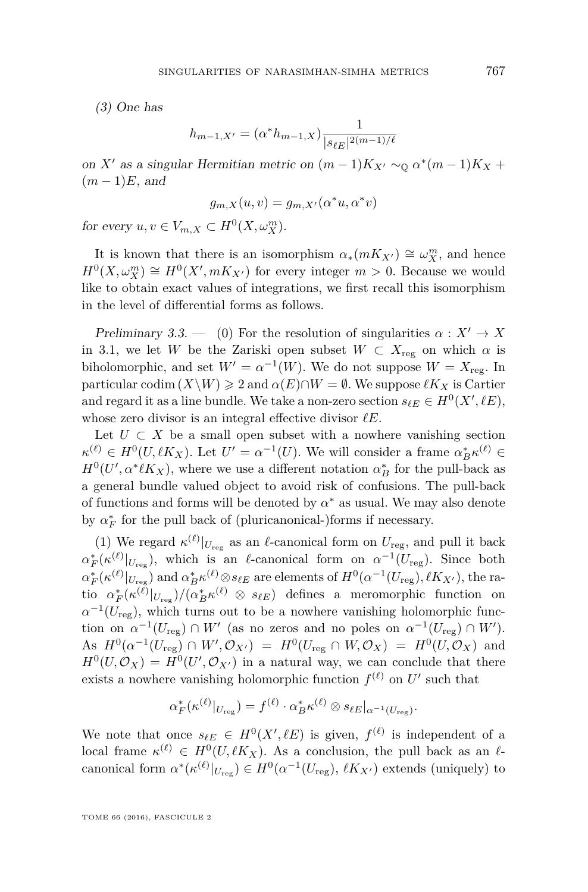*(3) One has*

$$h_{m-1,X'} = (\alpha^* h_{m-1,X}) \frac{1}{|s_{\ell E}|^{2(m-1)/\ell}}$$

*on $X'$ as a singular Hermitian metric on $(m-1)K_{X'} \sim_{\mathbb{Q}} \alpha^*(m-1)K_X + (m-1)E$, and*

$$g_{m,X}(u,v) = g_{m,X'}(\alpha^* u, \alpha^* v)$$

*for every $u, v \in V_{m,X} \subset H^0(X, \omega_X^m)$.*

It is known that there is an isomorphism $\alpha_*(mK_{X'}) \cong \omega_X^m$, and hence $H^0(X, \omega_X^m) \cong H^0(X', mK_{X'})$ for every integer $m > 0$. Because we would like to obtain exact values of integrations, we first recall this isomorphism in the level of differential forms as follows.

*Preliminary 3.3.* — (0) For the resolution of singularities $\alpha : X' \to X$ in 3.1, we let $W$ be the Zariski open subset $W \subset X_{\mathrm{reg}}$ on which $\alpha$ is biholomorphic, and set $W' = \alpha^{-1}(W)$. We do not suppose $W = X_{\mathrm{reg}}$. In particular $\operatorname{codim}(X \setminus W) \geqslant 2$ and $\alpha(E) \cap W = \emptyset$. We suppose $\ell K_X$ is Cartier and regard it as a line bundle. We take a non-zero section $s_{\ell E} \in H^0(X', \ell E)$, whose zero divisor is an integral effective divisor $\ell E$.

Let $U \subset X$ be a small open subset with a nowhere vanishing section $\kappa^{(\ell)} \in H^0(U, \ell K_X)$. Let $U' = \alpha^{-1}(U)$. We will consider a frame $\alpha_B^* \kappa^{(\ell)} \in H^0(U', \alpha^* \ell K_X)$, where we use a different notation $\alpha_B^*$ for the pull-back as a general bundle valued object to avoid risk of confusions. The pull-back of functions and forms will be denoted by $\alpha^*$ as usual. We may also denote by $\alpha_F^*$ for the pull back of (pluricanonical-)forms if necessary.

(1) We regard $\kappa^{(\ell)}|_{U_{\mathrm{reg}}}$ as an $\ell$-canonical form on $U_{\mathrm{reg}}$, and pull it back $\alpha_F^*(\kappa^{(\ell)}|_{U_{\mathrm{reg}}})$, which is an $\ell$-canonical form on $\alpha^{-1}(U_{\mathrm{reg}})$. Since both $\alpha_F^*(\kappa^{(\ell)}|_{U_{\mathrm{reg}}})$ and $\alpha_B^* \kappa^{(\ell)} \otimes s_{\ell E}$ are elements of $H^0(\alpha^{-1}(U_{\mathrm{reg}}), \ell K_{X'})$, the ratio $\alpha_F^*(\kappa^{(\ell)}|_{U_{\mathrm{reg}}})/(\alpha_B^* \kappa^{(\ell)} \otimes s_{\ell E})$ defines a meromorphic function on $\alpha^{-1}(U_{\mathrm{reg}})$, which turns out to be a nowhere vanishing holomorphic function on $\alpha^{-1}(U_{\mathrm{reg}}) \cap W'$ (as no zeros and no poles on $\alpha^{-1}(U_{\mathrm{reg}}) \cap W'$). As $H^0(\alpha^{-1}(U_{\mathrm{reg}}) \cap W', \mathcal{O}_{X'}) = H^0(U_{\mathrm{reg}} \cap W, \mathcal{O}_X) = H^0(U, \mathcal{O}_X)$ and $H^0(U, \mathcal{O}_X) = H^0(U', \mathcal{O}_{X'})$ in a natural way, we can conclude that there exists a nowhere vanishing holomorphic function $f^{(\ell)}$ on $U'$ such that

$$\alpha_F^*(\kappa^{(\ell)}|_{U_{\mathrm{reg}}}) = f^{(\ell)} \cdot \alpha_B^* \kappa^{(\ell)} \otimes s_{\ell E}|_{\alpha^{-1}(U_{\mathrm{reg}})}.$$

We note that once $s_{\ell E} \in H^0(X', \ell E)$ is given, $f^{(\ell)}$ is independent of a local frame $\kappa^{(\ell)} \in H^0(U, \ell K_X)$. As a conclusion, the pull back as an $\ell$-canonical form $\alpha^*(\kappa^{(\ell)}|_{U_{\mathrm{reg}}}) \in H^0(\alpha^{-1}(U_{\mathrm{reg}}), \ell K_{X'})$ extends (uniquely) to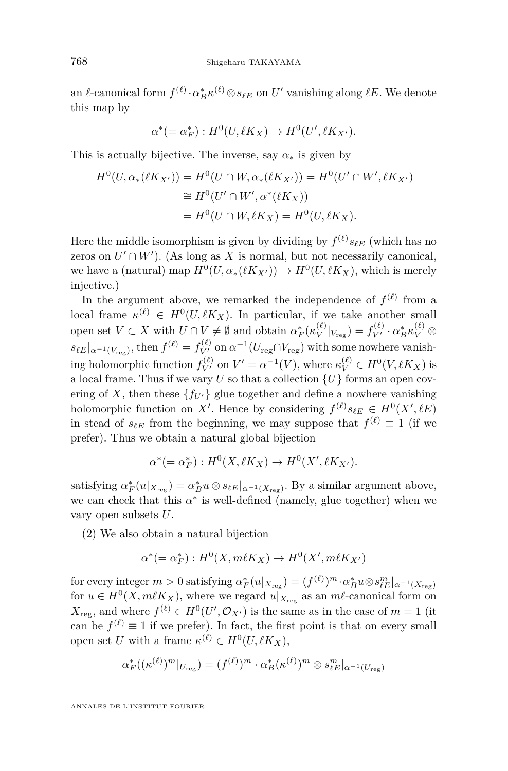an $\ell$-canonical form $f^{(\ell)} \cdot \alpha_B^* \kappa^{(\ell)} \otimes s_{\ell E}$ on $U'$ vanishing along $\ell E$. We denote this map by

$$\alpha^* (= \alpha_F^*) : H^0(U, \ell K_X) \to H^0(U', \ell K_{X'}).$$

This is actually bijective. The inverse, say $\alpha_*$ is given by

$$\begin{aligned} H^0(U, \alpha_*(\ell K_{X'})) &= H^0(U \cap W, \alpha_*(\ell K_{X'})) = H^0(U' \cap W', \ell K_{X'}) \\ &\cong H^0(U' \cap W', \alpha^*(\ell K_X)) \\ &= H^0(U \cap W, \ell K_X) = H^0(U, \ell K_X). \end{aligned}$$

Here the middle isomorphism is given by dividing by $f^{(\ell)} s_{\ell E}$ (which has no zeros on $U' \cap W'$). (As long as $X$ is normal, but not necessarily canonical, we have a (natural) map $H^0(U, \alpha_*(\ell K_{X'})) \to H^0(U, \ell K_X)$, which is merely injective.)

In the argument above, we remarked the independence of $f^{(\ell)}$ from a local frame $\kappa^{(\ell)} \in H^0(U, \ell K_X)$. In particular, if we take another small open set $V \subset X$ with $U \cap V \neq \emptyset$ and obtain $\alpha_F^*(\kappa_V^{(\ell)}|_{V_{\mathrm{reg}}}) = f_{V'}^{(\ell)} \cdot \alpha_B^* \kappa_V^{(\ell)} \otimes s_{\ell E}|_{\alpha^{-1}(V_{\mathrm{reg}})}$, then $f^{(\ell)} = f_{V'}^{(\ell)}$ on $\alpha^{-1}(U_{\mathrm{reg}} \cap V_{\mathrm{reg}})$ with some nowhere vanishing holomorphic function $f_{V'}^{(\ell)}$ on $V' = \alpha^{-1}(V)$, where $\kappa_V^{(\ell)} \in H^0(V, \ell K_X)$ is a local frame. Thus if we vary $U$ so that a collection $\{U\}$ forms an open covering of $X$, then these $\{f_{U'}\}$ glue together and define a nowhere vanishing holomorphic function on $X'$. Hence by considering $f^{(\ell)} s_{\ell E} \in H^0(X', \ell E)$ in stead of $s_{\ell E}$ from the beginning, we may suppose that $f^{(\ell)} \equiv 1$ (if we prefer). Thus we obtain a natural global bijection

$$\alpha^* (= \alpha_F^*) : H^0(X, \ell K_X) \to H^0(X', \ell K_{X'}).$$

satisfying $\alpha_F^*(u|_{X_{\mathrm{reg}}}) = \alpha_B^* u \otimes s_{\ell E}|_{\alpha^{-1}(X_{\mathrm{reg}})}$. By a similar argument above, we can check that this $\alpha^*$ is well-defined (namely, glue together) when we vary open subsets $U$.

(2) We also obtain a natural bijection

$$\alpha^* (= \alpha_F^*) : H^0(X, m\ell K_X) \to H^0(X', m\ell K_{X'})$$

for every integer $m > 0$ satisfying $\alpha_F^*(u|_{X_{\mathrm{reg}}}) = (f^{(\ell)})^m \cdot \alpha_B^* u \otimes s_{\ell E}^m|_{\alpha^{-1}(X_{\mathrm{reg}})}$ for $u \in H^0(X, m\ell K_X)$, where we regard $u|_{X_{\mathrm{reg}}}$ as an $m\ell$-canonical form on $X_{\mathrm{reg}}$, and where $f^{(\ell)} \in H^0(U', \mathcal{O}_{X'})$ is the same as in the case of $m = 1$ (it can be $f^{(\ell)} \equiv 1$ if we prefer). In fact, the first point is that on every small open set $U$ with a frame $\kappa^{(\ell)} \in H^0(U, \ell K_X)$,

$$\alpha_F^*((\kappa^{(\ell)})^m|_{U_{\mathrm{reg}}}) = (f^{(\ell)})^m \cdot \alpha_B^*(\kappa^{(\ell)})^m \otimes s_{\ell E}^m|_{\alpha^{-1}(U_{\mathrm{reg}})}$$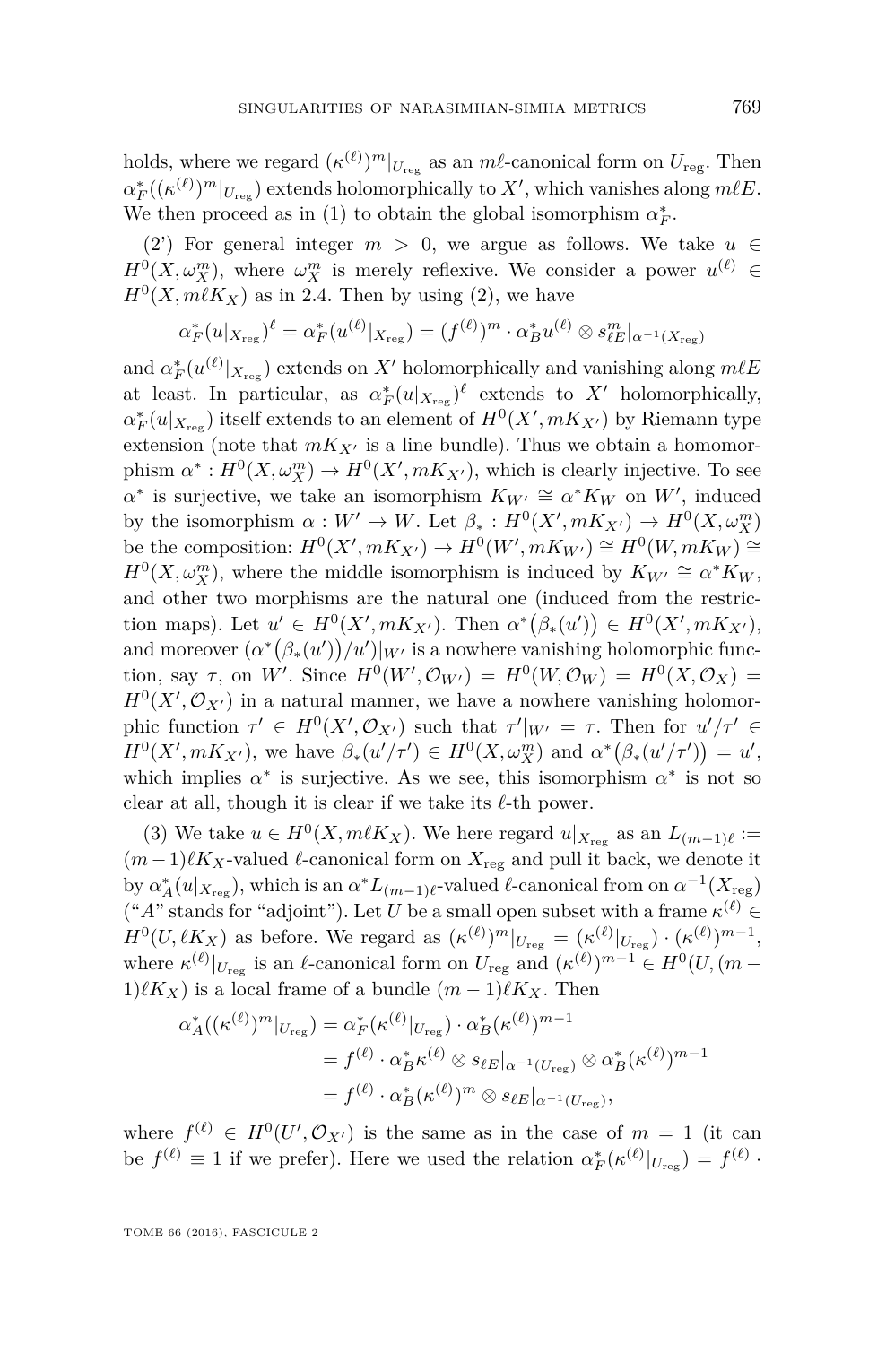holds, where we regard $(\kappa^{(\ell)})^m|_{U_{\mathrm{reg}}}$ as an $m\ell$-canonical form on $U_{\mathrm{reg}}$. Then $\alpha_F^*((\kappa^{(\ell)})^m|_{U_{\mathrm{reg}}})$ extends holomorphically to $X'$, which vanishes along $m\ell E$. We then proceed as in (1) to obtain the global isomorphism $\alpha_F^*$.

(2') For general integer $m > 0$, we argue as follows. We take $u \in H^0(X, \omega_X^m)$, where $\omega_X^m$ is merely reflexive. We consider a power $u^{(\ell)} \in H^0(X, m\ell K_X)$ as in 2.4. Then by using (2), we have

$$\alpha_F^*(u|_{X_{\mathrm{reg}}})^\ell = \alpha_F^*(u^{(\ell)}|_{X_{\mathrm{reg}}}) = (f^{(\ell)})^m \cdot \alpha_B^* u^{(\ell)} \otimes s_{\ell E}^m|_{\alpha^{-1}(X_{\mathrm{reg}})}$$

and $\alpha_F^*(u^{(\ell)}|_{X_{\mathrm{reg}}})$ extends on $X'$ holomorphically and vanishing along $m\ell E$ at least. In particular, as $\alpha_F^*(u|_{X_{\mathrm{reg}}})^\ell$ extends to $X'$ holomorphically, $\alpha_F^*(u|_{X_{\mathrm{reg}}})$ itself extends to an element of $H^0(X', mK_{X'})$ by Riemann type extension (note that $mK_{X'}$ is a line bundle). Thus we obtain a homomorphism $\alpha^* : H^0(X, \omega_X^m) \to H^0(X', mK_{X'})$, which is clearly injective. To see $\alpha^*$ is surjective, we take an isomorphism $K_{W'} \cong \alpha^* K_W$ on $W'$, induced by the isomorphism $\alpha : W' \to W$. Let $\beta_* : H^0(X', mK_{X'}) \to H^0(X, \omega_X^m)$ be the composition: $H^0(X', mK_{X'}) \to H^0(W', mK_{W'}) \cong H^0(W, mK_W) \cong H^0(X, \omega_X^m)$, where the middle isomorphism is induced by $K_{W'} \cong \alpha^* K_W$, and other two morphisms are the natural one (induced from the restriction maps). Let $u' \in H^0(X', mK_{X'})$. Then $\alpha^*\big(\beta_*(u')\big) \in H^0(X', mK_{X'})$, and moreover $(\alpha^*\big(\beta_*(u')\big)/u')|_{W'}$ is a nowhere vanishing holomorphic function, say $\tau$, on $W'$. Since $H^0(W', \mathcal{O}_{W'}) = H^0(W, \mathcal{O}_W) = H^0(X, \mathcal{O}_X) = H^0(X', \mathcal{O}_{X'})$ in a natural manner, we have a nowhere vanishing holomorphic function $\tau' \in H^0(X', \mathcal{O}_{X'})$ such that $\tau'|_{W'} = \tau$. Then for $u'/\tau' \in H^0(X', mK_{X'})$, we have $\beta_*(u'/\tau') \in H^0(X, \omega_X^m)$ and $\alpha^*\big(\beta_*(u'/\tau')\big) = u'$, which implies $\alpha^*$ is surjective. As we see, this isomorphism $\alpha^*$ is not so clear at all, though it is clear if we take its $\ell$-th power.

(3) We take $u \in H^0(X, m\ell K_X)$. We here regard $u|_{X_{\mathrm{reg}}}$ as an $L_{(m-1)\ell} := (m-1)\ell K_X$-valued $\ell$-canonical form on $X_{\mathrm{reg}}$ and pull it back, we denote it by $\alpha_A^*(u|_{X_{\mathrm{reg}}})$, which is an $\alpha^* L_{(m-1)\ell}$-valued $\ell$-canonical from on $\alpha^{-1}(X_{\mathrm{reg}})$ ("$A$" stands for "adjoint"). Let $U$ be a small open subset with a frame $\kappa^{(\ell)} \in H^0(U, \ell K_X)$ as before. We regard as $(\kappa^{(\ell)})^m|_{U_{\mathrm{reg}}} = (\kappa^{(\ell)}|_{U_{\mathrm{reg}}}) \cdot (\kappa^{(\ell)})^{m-1}$, where $\kappa^{(\ell)}|_{U_{\mathrm{reg}}}$ is an $\ell$-canonical form on $U_{\mathrm{reg}}$ and $(\kappa^{(\ell)})^{m-1} \in H^0(U, (m-1)\ell K_X)$ is a local frame of a bundle $(m-1)\ell K_X$. Then

$$\begin{aligned}
\alpha_A^*((\kappa^{(\ell)})^m|_{U_{\mathrm{reg}}}) &= \alpha_F^*(\kappa^{(\ell)}|_{U_{\mathrm{reg}}}) \cdot \alpha_B^*(\kappa^{(\ell)})^{m-1} \\
&= f^{(\ell)} \cdot \alpha_B^* \kappa^{(\ell)} \otimes s_{\ell E}|_{\alpha^{-1}(U_{\mathrm{reg}})} \otimes \alpha_B^*(\kappa^{(\ell)})^{m-1} \\
&= f^{(\ell)} \cdot \alpha_B^*(\kappa^{(\ell)})^m \otimes s_{\ell E}|_{\alpha^{-1}(U_{\mathrm{reg}})},
\end{aligned}$$

where $f^{(\ell)} \in H^0(U', \mathcal{O}_{X'})$ is the same as in the case of $m = 1$ (it can be $f^{(\ell)} \equiv 1$ if we prefer). Here we used the relation $\alpha_F^*(\kappa^{(\ell)}|_{U_{\mathrm{reg}}}) = f^{(\ell)} \cdot$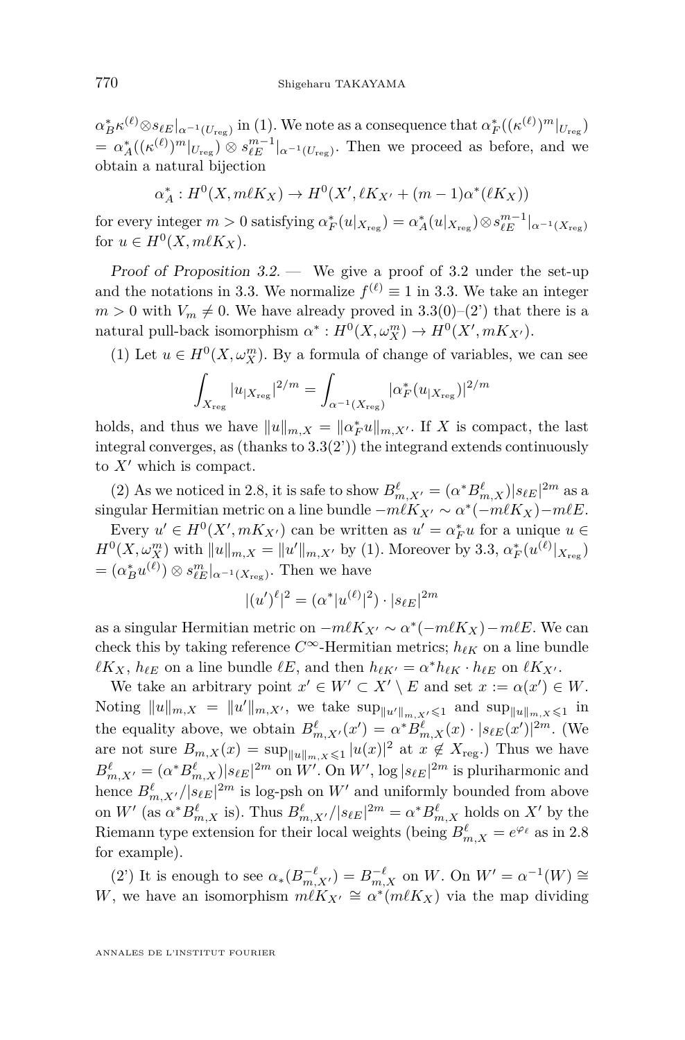$\alpha_B^*\kappa^{(\ell)}\otimes s_{\ell E}|_{\alpha^{-1}(U_{\rm reg})}$ in (1). We note as a consequence that $\alpha_F^*((\kappa^{(\ell)})^m|_{U_{\rm reg}}) = \alpha_A^*((\kappa^{(\ell)})^m|_{U_{\rm reg}}) \otimes s_{\ell E}^{m-1}|_{\alpha^{-1}(U_{\rm reg})}$. Then we proceed as before, and we obtain a natural bijection

$$\alpha_A^* : H^0(X, m\ell K_X) \to H^0(X', \ell K_{X'} + (m-1)\alpha^*(\ell K_X))$$

for every integer $m > 0$ satisfying $\alpha_F^*(u|_{X_{\rm reg}}) = \alpha_A^*(u|_{X_{\rm reg}})\otimes s_{\ell E}^{m-1}|_{\alpha^{-1}(X_{\rm reg})}$ for $u \in H^0(X, m\ell K_X)$.

*Proof of Proposition 3.2.* — We give a proof of 3.2 under the set-up and the notations in 3.3. We normalize $f^{(\ell)} \equiv 1$ in 3.3. We take an integer $m > 0$ with $V_m \neq 0$. We have already proved in 3.3(0)–(2') that there is a natural pull-back isomorphism $\alpha^* : H^0(X, \omega_X^m) \to H^0(X', mK_{X'})$.

(1) Let $u \in H^0(X, \omega_X^m)$. By a formula of change of variables, we can see

$$\int_{X_{\rm reg}} |u_{|X_{\rm reg}}|^{2/m} = \int_{\alpha^{-1}(X_{\rm reg})} |\alpha_F^*(u_{|X_{\rm reg}})|^{2/m}$$

holds, and thus we have $\|u\|_{m,X} = \|\alpha_F^* u\|_{m,X'}$. If $X$ is compact, the last integral converges, as (thanks to 3.3(2')) the integrand extends continuously to $X'$ which is compact.

(2) As we noticed in 2.8, it is safe to show $B^\ell_{m,X'} = (\alpha^* B^\ell_{m,X})|s_{\ell E}|^{2m}$ as a singular Hermitian metric on a line bundle $-m\ell K_{X'} \sim \alpha^*(-m\ell K_X) - m\ell E$.

Every $u' \in H^0(X', mK_{X'})$ can be written as $u' = \alpha_F^* u$ for a unique $u \in H^0(X, \omega_X^m)$ with $\|u\|_{m,X} = \|u'\|_{m,X'}$ by (1). Moreover by 3.3, $\alpha_F^*(u^{(\ell)}|_{X_{\rm reg}}) = (\alpha_B^* u^{(\ell)}) \otimes s_{\ell E}^m|_{\alpha^{-1}(X_{\rm reg})}$. Then we have

$$|(u')^\ell|^2 = (\alpha^*|u^{(\ell)}|^2) \cdot |s_{\ell E}|^{2m}$$

as a singular Hermitian metric on $-m\ell K_{X'} \sim \alpha^*(-m\ell K_X) - m\ell E$. We can check this by taking reference $C^\infty$-Hermitian metrics; $h_{\ell K}$ on a line bundle $\ell K_X$, $h_{\ell E}$ on a line bundle $\ell E$, and then $h_{\ell K'} = \alpha^* h_{\ell K} \cdot h_{\ell E}$ on $\ell K_{X'}$.

We take an arbitrary point $x' \in W' \subset X' \setminus E$ and set $x := \alpha(x') \in W$. Noting $\|u\|_{m,X} = \|u'\|_{m,X'}$, we take $\sup_{\|u'\|_{m,X'} \leqslant 1}$ and $\sup_{\|u\|_{m,X} \leqslant 1}$ in the equality above, we obtain $B^\ell_{m,X'}(x') = \alpha^* B^\ell_{m,X}(x) \cdot |s_{\ell E}(x')|^{2m}$. (We are not sure $B_{m,X}(x) = \sup_{\|u\|_{m,X}\leqslant 1} |u(x)|^2$ at $x \notin X_{\rm reg}$.) Thus we have $B^\ell_{m,X'} = (\alpha^* B^\ell_{m,X})|s_{\ell E}|^{2m}$ on $W'$. On $W'$, $\log |s_{\ell E}|^{2m}$ is pluriharmonic and hence $B^\ell_{m,X'}/|s_{\ell E}|^{2m}$ is log-psh on $W'$ and uniformly bounded from above on $W'$ (as $\alpha^* B^\ell_{m,X}$ is). Thus $B^\ell_{m,X'}/|s_{\ell E}|^{2m} = \alpha^* B^\ell_{m,X}$ holds on $X'$ by the Riemann type extension for their local weights (being $B^\ell_{m,X} = e^{\varphi_\ell}$ as in 2.8 for example).

(2') It is enough to see $\alpha_*(B^{-\ell}_{m,X'}) = B^{-\ell}_{m,X}$ on $W$. On $W' = \alpha^{-1}(W) \cong W$, we have an isomorphism $m\ell K_{X'} \cong \alpha^*(m\ell K_X)$ via the map dividing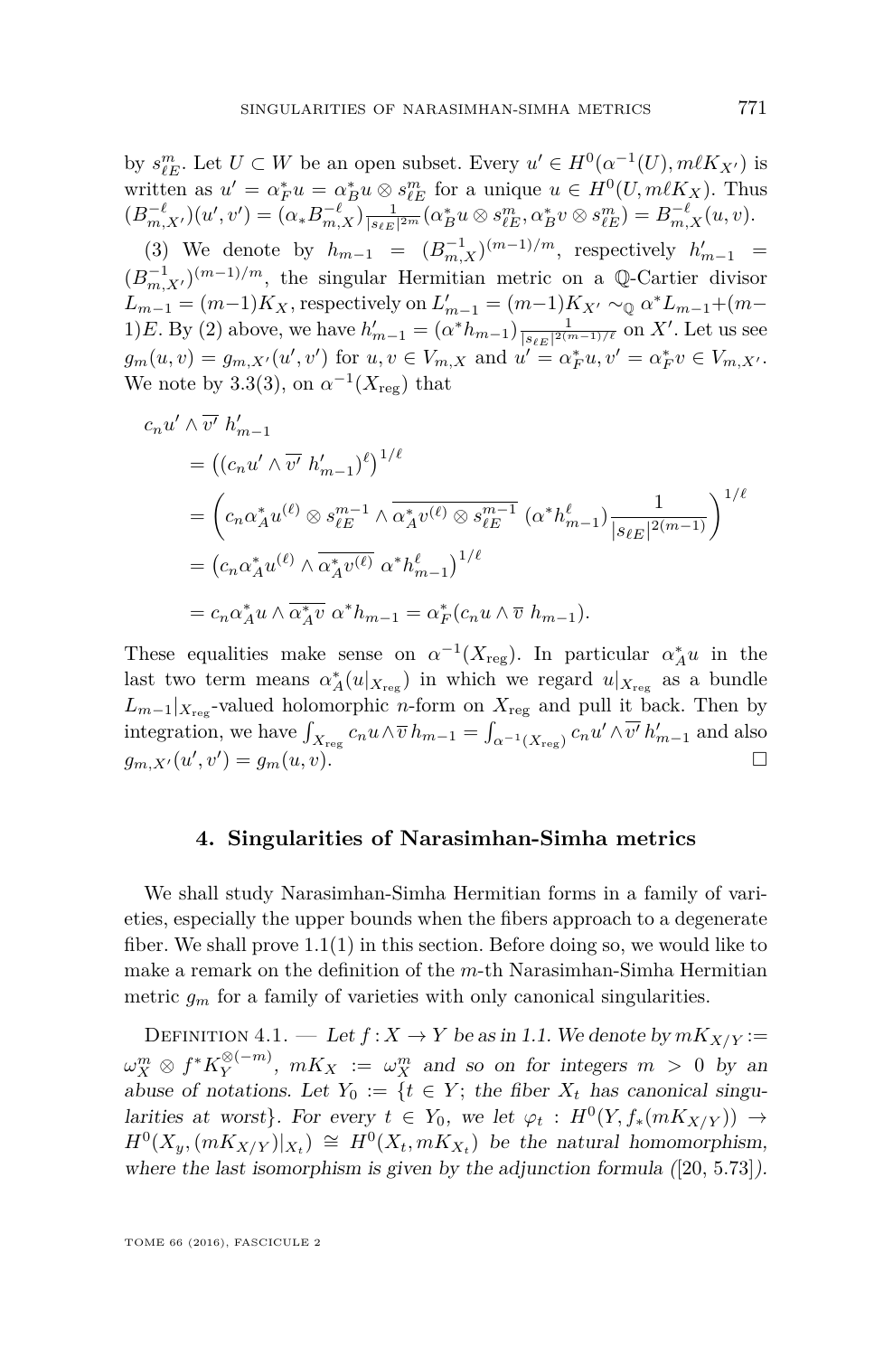by $s^m_{\ell E}$. Let $U \subset W$ be an open subset. Every $u' \in H^0(\alpha^{-1}(U), m\ell K_{X'})$ is written as $u' = \alpha_F^* u = \alpha_B^* u \otimes s^m_{\ell E}$ for a unique $u \in H^0(U, m\ell K_X)$. Thus $(B^{-\ell}_{m,X'})(u', v') = (\alpha_* B^{-\ell}_{m,X}) \frac{1}{|s_{\ell E}|^{2m}} (\alpha_B^* u \otimes s^m_{\ell E}, \alpha_B^* v \otimes s^m_{\ell E}) = B^{-\ell}_{m,X}(u, v)$.

(3) We denote by $h_{m-1} = (B^{-1}_{m,X})^{(m-1)/m}$, respectively $h'_{m-1} = (B^{-1}_{m,X'})^{(m-1)/m}$, the singular Hermitian metric on a $\mathbb{Q}$-Cartier divisor $L_{m-1} = (m-1)K_X$, respectively on $L'_{m-1} = (m-1)K_{X'} \sim_{\mathbb{Q}} \alpha^* L_{m-1} + (m-1)E$. By (2) above, we have $h'_{m-1} = (\alpha^* h_{m-1}) \frac{1}{|s_{\ell E}|^{2(m-1)/\ell}}$ on $X'$. Let us see $g_m(u, v) = g_{m,X'}(u', v')$ for $u, v \in V_{m,X}$ and $u' = \alpha_F^* u, v' = \alpha_F^* v \in V_{m,X'}$. We note by 3.3(3), on $\alpha^{-1}(X_{\text{reg}})$ that

$$
\begin{aligned}
c_n u' \wedge \overline{v'}\ h'_{m-1} &= \left((c_n u' \wedge \overline{v'}\ h'_{m-1})^\ell\right)^{1/\ell} \\
&= \left(c_n \alpha_A^* u^{(\ell)} \otimes s^{m-1}_{\ell E} \wedge \overline{\alpha_A^* v^{(\ell)} \otimes s^{m-1}_{\ell E}}\ (\alpha^* h^\ell_{m-1}) \frac{1}{|s_{\ell E}|^{2(m-1)}}\right)^{1/\ell} \\
&= \left(c_n \alpha_A^* u^{(\ell)} \wedge \overline{\alpha_A^* v^{(\ell)}}\ \alpha^* h^\ell_{m-1}\right)^{1/\ell} \\
&= c_n \alpha_A^* u \wedge \overline{\alpha_A^* v}\ \alpha^* h_{m-1} = \alpha_F^*(c_n u \wedge \overline{v}\ h_{m-1}).
\end{aligned}
$$

These equalities make sense on $\alpha^{-1}(X_{\text{reg}})$. In particular $\alpha_A^* u$ in the last two term means $\alpha_A^*(u|_{X_{\text{reg}}})$ in which we regard $u|_{X_{\text{reg}}}$ as a bundle $L_{m-1}|_{X_{\text{reg}}}$-valued holomorphic $n$-form on $X_{\text{reg}}$ and pull it back. Then by integration, we have $\int_{X_{\text{reg}}} c_n u \wedge \overline{v}\, h_{m-1} = \int_{\alpha^{-1}(X_{\text{reg}})} c_n u' \wedge \overline{v'}\, h'_{m-1}$ and also $g_{m,X'}(u', v') = g_m(u, v)$. □

## 4. Singularities of Narasimhan-Simha metrics

We shall study Narasimhan-Simha Hermitian forms in a family of varieties, especially the upper bounds when the fibers approach to a degenerate fiber. We shall prove 1.1(1) in this section. Before doing so, we would like to make a remark on the definition of the $m$-th Narasimhan-Simha Hermitian metric $g_m$ for a family of varieties with only canonical singularities.

Definition 4.1. — *Let $f : X \to Y$ be as in 1.1. We denote by $mK_{X/Y} := \omega_X^m \otimes f^* K_Y^{\otimes(-m)}$, $mK_X := \omega_X^m$ and so on for integers $m > 0$ by an abuse of notations. Let $Y_0 := \{t \in Y$; the fiber $X_t$ has canonical singularities at worst$\}$. For every $t \in Y_0$, we let $\varphi_t : H^0(Y, f_*(mK_{X/Y})) \to H^0(X_y, (mK_{X/Y})|_{X_t}) \cong H^0(X_t, mK_{X_t})$ be the natural homomorphism, where the last isomorphism is given by the adjunction formula ([20, 5.73]).*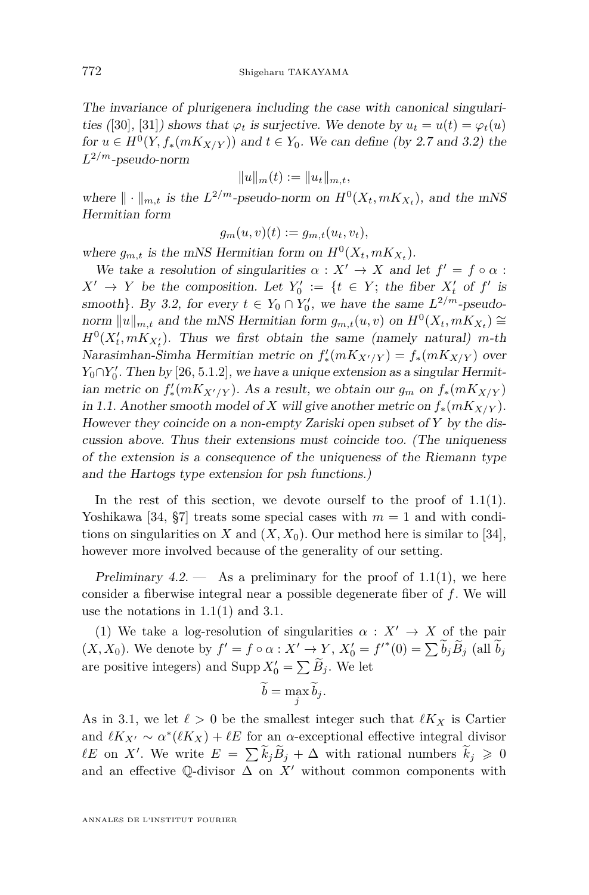*The invariance of plurigenera including the case with canonical singularities ([30], [31]) shows that $\varphi_t$ is surjective. We denote by $u_t = u(t) = \varphi_t(u)$ for $u \in H^0(Y, f_*(mK_{X/Y}))$ and $t \in Y_0$. We can define (by 2.7 and 3.2) the $L^{2/m}$-pseudo-norm*

$$\|u\|_m(t) := \|u_t\|_{m,t},$$

*where $\| \cdot \|_{m,t}$ is the $L^{2/m}$-pseudo-norm on $H^0(X_t, mK_{X_t})$, and the mNS Hermitian form*

$$g_m(u,v)(t) := g_{m,t}(u_t, v_t),$$

*where $g_{m,t}$ is the mNS Hermitian form on $H^0(X_t, mK_{X_t})$.*

*We take a resolution of singularities $\alpha : X' \to X$ and let $f' = f \circ \alpha : X' \to Y$ be the composition. Let $Y'_0 := \{t \in Y;$ the fiber $X'_t$ of $f'$ is smooth$\}$. By 3.2, for every $t \in Y_0 \cap Y'_0$, we have the same $L^{2/m}$-pseudo-norm $\|u\|_{m,t}$ and the mNS Hermitian form $g_{m,t}(u,v)$ on $H^0(X_t, mK_{X_t}) \cong H^0(X'_t, mK_{X'_t})$. Thus we first obtain the same (namely natural) m-th Narasimhan-Simha Hermitian metric on $f'_*(mK_{X'/Y}) = f_*(mK_{X/Y})$ over $Y_0 \cap Y'_0$. Then by [26, 5.1.2], we have a unique extension as a singular Hermitian metric on $f'_*(mK_{X'/Y})$. As a result, we obtain our $g_m$ on $f_*(mK_{X/Y})$ in 1.1. Another smooth model of $X$ will give another metric on $f_*(mK_{X/Y})$. However they coincide on a non-empty Zariski open subset of $Y$ by the discussion above. Thus their extensions must coincide too. (The uniqueness of the extension is a consequence of the uniqueness of the Riemann type and the Hartogs type extension for psh functions.)*

In the rest of this section, we devote ourself to the proof of 1.1(1). Yoshikawa [34, §7] treats some special cases with $m = 1$ and with conditions on singularities on $X$ and $(X, X_0)$. Our method here is similar to [34], however more involved because of the generality of our setting.

*Preliminary 4.2.* — As a preliminary for the proof of 1.1(1), we here consider a fiberwise integral near a possible degenerate fiber of $f$. We will use the notations in 1.1(1) and 3.1.

(1) We take a log-resolution of singularities $\alpha : X' \to X$ of the pair $(X, X_0)$. We denote by $f' = f \circ \alpha : X' \to Y$, $X'_0 = f'^*(0) = \sum \widetilde{b}_j \widetilde{B}_j$ (all $\widetilde{b}_j$ are positive integers) and $\operatorname{Supp} X'_0 = \sum \widetilde{B}_j$. We let

$$\widetilde{b} = \max_j \widetilde{b}_j.$$

As in 3.1, we let $\ell > 0$ be the smallest integer such that $\ell K_X$ is Cartier and $\ell K_{X'} \sim \alpha^*(\ell K_X) + \ell E$ for an $\alpha$-exceptional effective integral divisor $\ell E$ on $X'$. We write $E = \sum \widetilde{k}_j \widetilde{B}_j + \Delta$ with rational numbers $\widetilde{k}_j \geqslant 0$ and an effective $\mathbb{Q}$-divisor $\Delta$ on $X'$ without common components with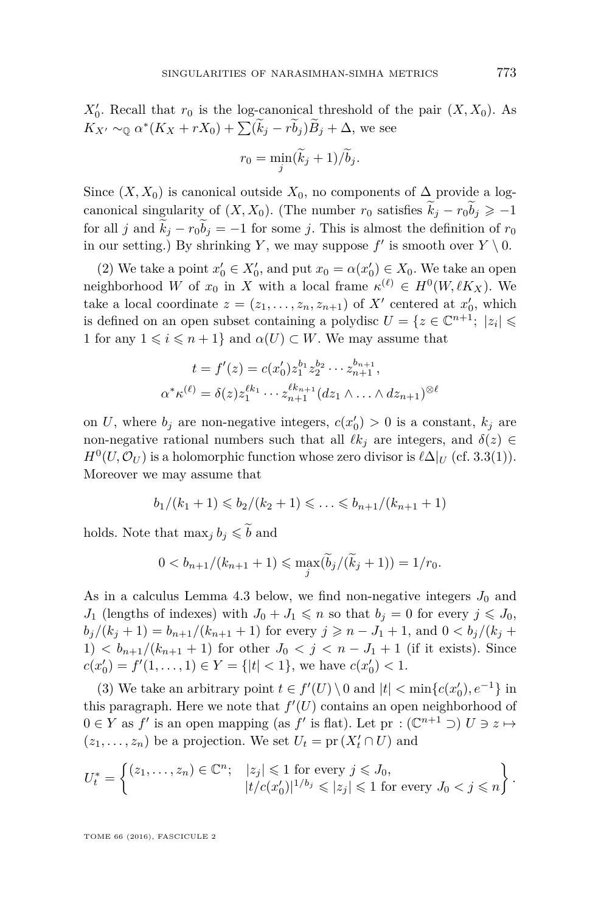$X_0'$. Recall that $r_0$ is the log-canonical threshold of the pair $(X, X_0)$. As $K_{X'} \sim_{\mathbb{Q}} \alpha^*(K_X + rX_0) + \sum(\widetilde{k}_j - r\widetilde{b}_j)\widetilde{B}_j + \Delta$, we see

$$r_0 = \min_j (\widetilde{k}_j + 1)/\widetilde{b}_j.$$

Since $(X, X_0)$ is canonical outside $X_0$, no components of $\Delta$ provide a log-canonical singularity of $(X, X_0)$. (The number $r_0$ satisfies $\widetilde{k}_j - r_0\widetilde{b}_j \geqslant -1$ for all $j$ and $\widetilde{k}_j - r_0\widetilde{b}_j = -1$ for some $j$. This is almost the definition of $r_0$ in our setting.) By shrinking $Y$, we may suppose $f'$ is smooth over $Y \setminus 0$.

(2) We take a point $x_0' \in X_0'$, and put $x_0 = \alpha(x_0') \in X_0$. We take an open neighborhood $W$ of $x_0$ in $X$ with a local frame $\kappa^{(\ell)} \in H^0(W, \ell K_X)$. We take a local coordinate $z = (z_1, \ldots, z_n, z_{n+1})$ of $X'$ centered at $x_0'$, which is defined on an open subset containing a polydisc $U = \{z \in \mathbb{C}^{n+1};\ |z_i| \leqslant 1 \text{ for any } 1 \leqslant i \leqslant n+1\}$ and $\alpha(U) \subset W$. We may assume that

$$t = f'(z) = c(x_0')z_1^{b_1}z_2^{b_2}\cdots z_{n+1}^{b_{n+1}},$$
$$\alpha^*\kappa^{(\ell)} = \delta(z)z_1^{\ell k_1}\cdots z_{n+1}^{\ell k_{n+1}}(dz_1 \wedge \ldots \wedge dz_{n+1})^{\otimes \ell}$$

on $U$, where $b_j$ are non-negative integers, $c(x_0') > 0$ is a constant, $k_j$ are non-negative rational numbers such that all $\ell k_j$ are integers, and $\delta(z) \in H^0(U, \mathcal{O}_U)$ is a holomorphic function whose zero divisor is $\ell\Delta|_U$ (cf. 3.3(1)). Moreover we may assume that

$$b_1/(k_1+1) \leqslant b_2/(k_2+1) \leqslant \ldots \leqslant b_{n+1}/(k_{n+1}+1)$$

holds. Note that $\max_j b_j \leqslant \widetilde{b}$ and

$$0 < b_{n+1}/(k_{n+1}+1) \leqslant \max_j(\widetilde{b}_j/(\widetilde{k}_j+1)) = 1/r_0.$$

As in a calculus Lemma 4.3 below, we find non-negative integers $J_0$ and $J_1$ (lengths of indexes) with $J_0 + J_1 \leqslant n$ so that $b_j = 0$ for every $j \leqslant J_0$, $b_j/(k_j+1) = b_{n+1}/(k_{n+1}+1)$ for every $j \geqslant n - J_1 + 1$, and $0 < b_j/(k_j + 1) < b_{n+1}/(k_{n+1}+1)$ for other $J_0 < j < n - J_1 + 1$ (if it exists). Since $c(x_0') = f'(1, \ldots, 1) \in Y = \{|t| < 1\}$, we have $c(x_0') < 1$.

(3) We take an arbitrary point $t \in f'(U) \setminus 0$ and $|t| < \min\{c(x_0'), e^{-1}\}$ in this paragraph. Here we note that $f'(U)$ contains an open neighborhood of $0 \in Y$ as $f'$ is an open mapping (as $f'$ is flat). Let $\mathrm{pr} : (\mathbb{C}^{n+1} \supset)\ U \ni z \mapsto (z_1, \ldots, z_n)$ be a projection. We set $U_t = \mathrm{pr}\,(X_t' \cap U)$ and

$$U_t^* = \left\{ \begin{array}{ll} (z_1, \ldots, z_n) \in \mathbb{C}^n; & |z_j| \leqslant 1 \text{ for every } j \leqslant J_0, \\ & |t/c(x_0')|^{1/b_j} \leqslant |z_j| \leqslant 1 \text{ for every } J_0 < j \leqslant n \end{array} \right\}.$$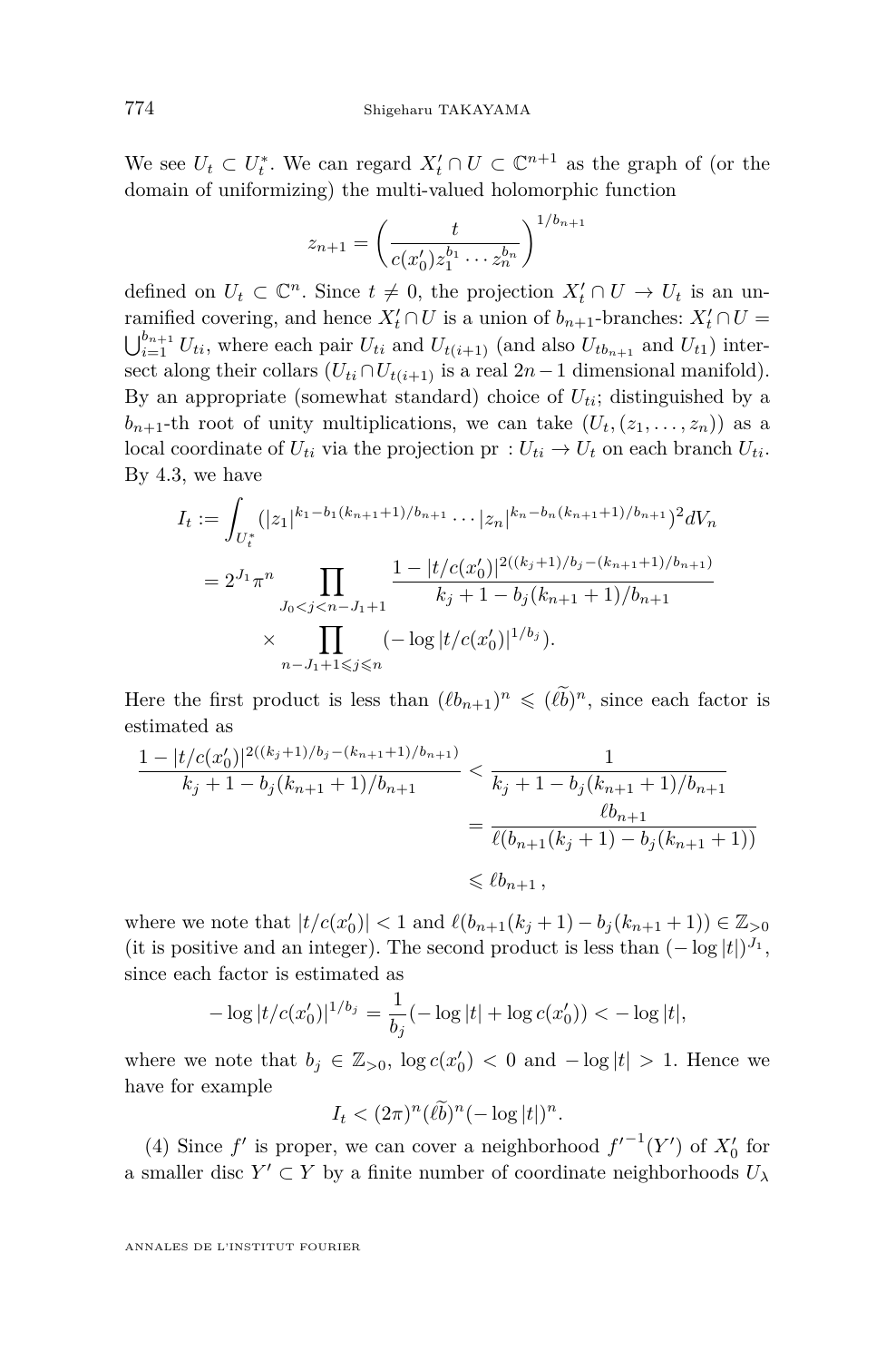We see $U_t \subset U_t^*$. We can regard $X_t' \cap U \subset \mathbb{C}^{n+1}$ as the graph of (or the domain of uniformizing) the multi-valued holomorphic function

$$z_{n+1} = \left(\frac{t}{c(x_0')z_1^{b_1}\cdots z_n^{b_n}}\right)^{1/b_{n+1}}$$

defined on $U_t \subset \mathbb{C}^n$. Since $t \neq 0$, the projection $X_t' \cap U \to U_t$ is an unramified covering, and hence $X_t' \cap U$ is a union of $b_{n+1}$-branches: $X_t' \cap U = \bigcup_{i=1}^{b_{n+1}} U_{ti}$, where each pair $U_{ti}$ and $U_{t(i+1)}$ (and also $U_{tb_{n+1}}$ and $U_{t1}$) intersect along their collars ($U_{ti} \cap U_{t(i+1)}$ is a real $2n-1$ dimensional manifold). By an appropriate (somewhat standard) choice of $U_{ti}$; distinguished by a $b_{n+1}$-th root of unity multiplications, we can take $(U_t, (z_1, \dots, z_n))$ as a local coordinate of $U_{ti}$ via the projection $\mathrm{pr} : U_{ti} \to U_t$ on each branch $U_{ti}$. By 4.3, we have

$$\begin{aligned}
I_t &:= \int_{U_t^*} (|z_1|^{k_1 - b_1(k_{n+1}+1)/b_{n+1}} \cdots |z_n|^{k_n - b_n(k_{n+1}+1)/b_{n+1}})^2 dV_n \\
&= 2^{J_1}\pi^n \prod_{J_0 < j < n-J_1+1} \frac{1 - |t/c(x_0')|^{2((k_j+1)/b_j - (k_{n+1}+1)/b_{n+1})}}{k_j + 1 - b_j(k_{n+1}+1)/b_{n+1}} \\
&\quad \times \prod_{n-J_1+1 \leqslant j \leqslant n} (-\log |t/c(x_0')|^{1/b_j}).
\end{aligned}$$

Here the first product is less than $(\ell b_{n+1})^n \leqslant (\widetilde{\ell b})^n$, since each factor is estimated as

$$\begin{aligned}
\frac{1 - |t/c(x_0')|^{2((k_j+1)/b_j - (k_{n+1}+1)/b_{n+1})}}{k_j + 1 - b_j(k_{n+1}+1)/b_{n+1}} &< \frac{1}{k_j + 1 - b_j(k_{n+1}+1)/b_{n+1}} \\
&= \frac{\ell b_{n+1}}{\ell(b_{n+1}(k_j+1) - b_j(k_{n+1}+1))} \\
&\leqslant \ell b_{n+1},
\end{aligned}$$

where we note that $|t/c(x_0')| < 1$ and $\ell(b_{n+1}(k_j+1) - b_j(k_{n+1}+1)) \in \mathbb{Z}_{>0}$ (it is positive and an integer). The second product is less than $(-\log|t|)^{J_1}$, since each factor is estimated as

$$-\log|t/c(x_0')|^{1/b_j} = \frac{1}{b_j}(-\log|t| + \log c(x_0')) < -\log|t|,$$

where we note that $b_j \in \mathbb{Z}_{>0}$, $\log c(x_0') < 0$ and $-\log|t| > 1$. Hence we have for example

$$I_t < (2\pi)^n (\widetilde{\ell b})^n (-\log|t|)^n.$$

(4) Since $f'$ is proper, we can cover a neighborhood ${f'}^{-1}(Y')$ of $X_0'$ for a smaller disc $Y' \subset Y$ by a finite number of coordinate neighborhoods $U_\lambda$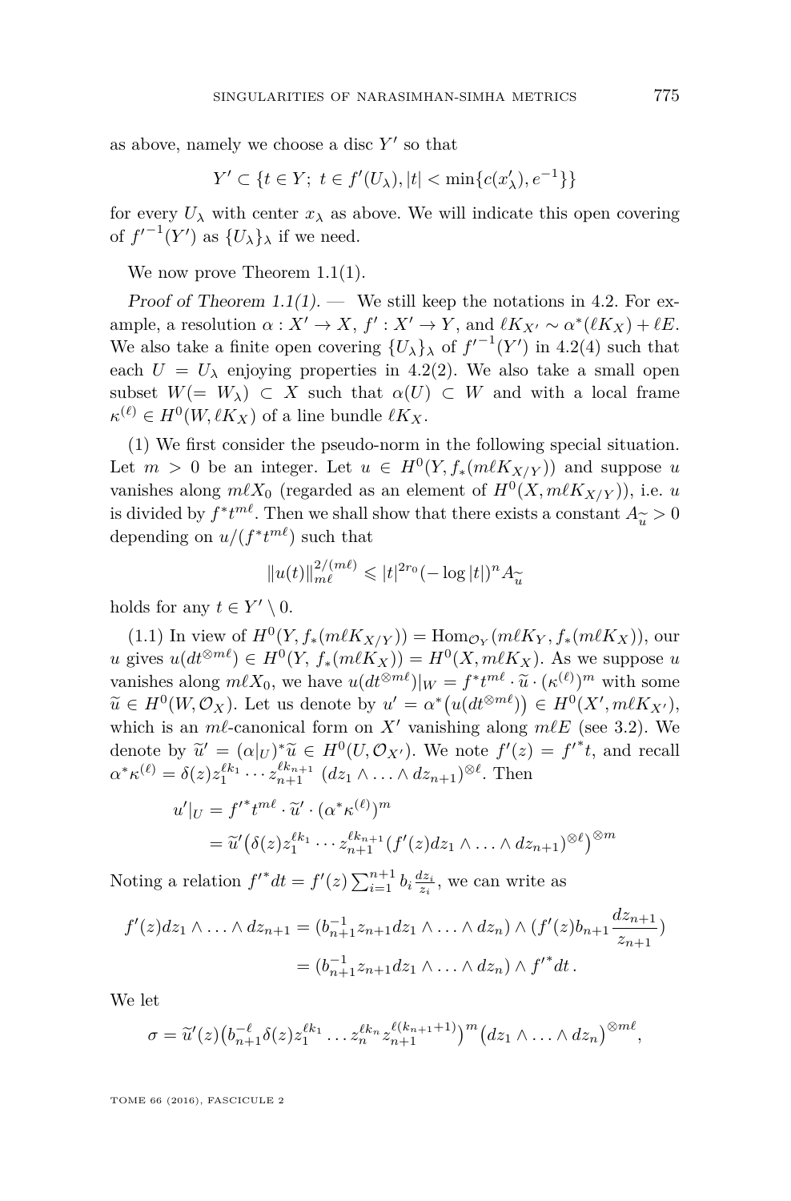as above, namely we choose a disc $Y'$ so that

$$Y' \subset \{t \in Y;\ t \in f'(U_\lambda), |t| < \min\{c(x'_\lambda), e^{-1}\}\}$$

for every $U_\lambda$ with center $x_\lambda$ as above. We will indicate this open covering of ${f'}^{-1}(Y')$ as $\{U_\lambda\}_\lambda$ if we need.

We now prove Theorem 1.1(1).

*Proof of Theorem 1.1(1).* — We still keep the notations in 4.2. For example, a resolution $\alpha : X' \to X$, $f' : X' \to Y$, and $\ell K_{X'} \sim \alpha^*(\ell K_X) + \ell E$. We also take a finite open covering $\{U_\lambda\}_\lambda$ of ${f'}^{-1}(Y')$ in 4.2(4) such that each $U = U_\lambda$ enjoying properties in 4.2(2). We also take a small open subset $W(= W_\lambda) \subset X$ such that $\alpha(U) \subset W$ and with a local frame $\kappa^{(\ell)} \in H^0(W, \ell K_X)$ of a line bundle $\ell K_X$.

(1) We first consider the pseudo-norm in the following special situation. Let $m > 0$ be an integer. Let $u \in H^0(Y, f_*(m\ell K_{X/Y}))$ and suppose $u$ vanishes along $m\ell X_0$ (regarded as an element of $H^0(X, m\ell K_{X/Y})$), i.e. $u$ is divided by $f^*t^{m\ell}$. Then we shall show that there exists a constant $A_{\widetilde{u}} > 0$ depending on $u/(f^*t^{m\ell})$ such that

$$\|u(t)\|_{m\ell}^{2/(m\ell)} \leqslant |t|^{2r_0}(-\log|t|)^n A_{\widetilde{u}}$$

holds for any $t \in Y' \setminus 0$.

(1.1) In view of $H^0(Y, f_*(m\ell K_{X/Y})) = \mathrm{Hom}_{\mathcal{O}_Y}(m\ell K_Y, f_*(m\ell K_X))$, our $u$ gives $u(dt^{\otimes m\ell}) \in H^0(Y, f_*(m\ell K_X)) = H^0(X, m\ell K_X)$. As we suppose $u$ vanishes along $m\ell X_0$, we have $u(dt^{\otimes m\ell})|_W = f^*t^{m\ell} \cdot \widetilde{u} \cdot (\kappa^{(\ell)})^m$ with some $\widetilde{u} \in H^0(W, \mathcal{O}_X)$. Let us denote by $u' = \alpha^*\big(u(dt^{\otimes m\ell})\big) \in H^0(X', m\ell K_{X'})$, which is an $m\ell$-canonical form on $X'$ vanishing along $m\ell E$ (see 3.2). We denote by $\widetilde{u}' = (\alpha|_U)^*\widetilde{u} \in H^0(U, \mathcal{O}_{X'})$. We note $f'(z) = {f'}^*t$, and recall $\alpha^*\kappa^{(\ell)} = \delta(z)z_1^{\ell k_1}\cdots z_{n+1}^{\ell k_{n+1}}\ (dz_1 \wedge \ldots \wedge dz_{n+1})^{\otimes \ell}$. Then

$$\begin{aligned}
u'|_U &= {f'}^*t^{m\ell} \cdot \widetilde{u}' \cdot (\alpha^*\kappa^{(\ell)})^m \\
&= \widetilde{u}'\big(\delta(z)z_1^{\ell k_1}\cdots z_{n+1}^{\ell k_{n+1}}(f'(z)dz_1 \wedge \ldots \wedge dz_{n+1})^{\otimes \ell}\big)^{\otimes m}
\end{aligned}$$

Noting a relation ${f'}^*dt = f'(z)\sum_{i=1}^{n+1} b_i \frac{dz_i}{z_i}$, we can write as

$$\begin{aligned}
f'(z)dz_1 \wedge \ldots \wedge dz_{n+1} &= (b_{n+1}^{-1}z_{n+1}dz_1 \wedge \ldots \wedge dz_n) \wedge (f'(z)b_{n+1}\frac{dz_{n+1}}{z_{n+1}}) \\
&= (b_{n+1}^{-1}z_{n+1}dz_1 \wedge \ldots \wedge dz_n) \wedge {f'}^*dt\,.
\end{aligned}$$

We let

$$\sigma = \widetilde{u}'(z)\big(b_{n+1}^{-\ell}\delta(z)z_1^{\ell k_1}\ldots z_n^{\ell k_n}z_{n+1}^{\ell(k_{n+1}+1)}\big)^m\big(dz_1 \wedge \ldots \wedge dz_n\big)^{\otimes m\ell},$$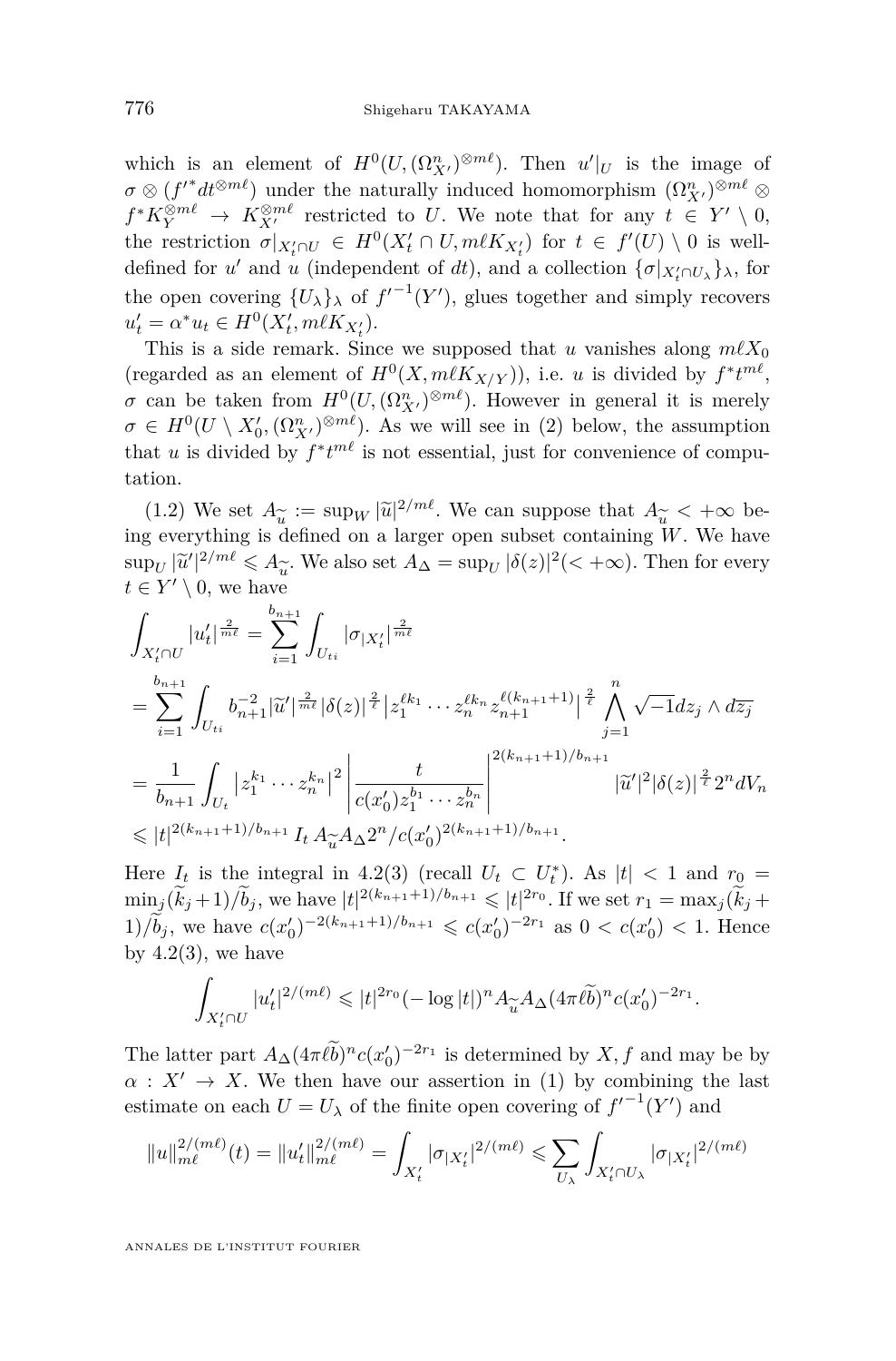which is an element of $H^0(U, (\Omega^n_{X'})^{\otimes m\ell})$. Then $u'|_U$ is the image of $\sigma \otimes (f'^* dt^{\otimes m\ell})$ under the naturally induced homomorphism $(\Omega^n_{X'})^{\otimes m\ell} \otimes f^* K_Y^{\otimes m\ell} \to K_{X'}^{\otimes m\ell}$ restricted to $U$. We note that for any $t \in Y' \setminus 0$, the restriction $\sigma|_{X'_t \cap U} \in H^0(X'_t \cap U, m\ell K_{X'_t})$ for $t \in f'(U) \setminus 0$ is well-defined for $u'$ and $u$ (independent of $dt$), and a collection $\{\sigma|_{X'_t \cap U_\lambda}\}_\lambda$, for the open covering $\{U_\lambda\}_\lambda$ of ${f'}^{-1}(Y')$, glues together and simply recovers $u'_t = \alpha^* u_t \in H^0(X'_t, m\ell K_{X'_t})$.

This is a side remark. Since we supposed that $u$ vanishes along $m\ell X_0$ (regarded as an element of $H^0(X, m\ell K_{X/Y})$), i.e. $u$ is divided by $f^* t^{m\ell}$, $\sigma$ can be taken from $H^0(U, (\Omega^n_{X'})^{\otimes m\ell})$. However in general it is merely $\sigma \in H^0(U \setminus X'_0, (\Omega^n_{X'})^{\otimes m\ell})$. As we will see in (2) below, the assumption that $u$ is divided by $f^* t^{m\ell}$ is not essential, just for convenience of computation.

(1.2) We set $A_{\widetilde{u}} := \sup_W |\widetilde{u}|^{2/m\ell}$. We can suppose that $A_{\widetilde{u}} < +\infty$ being everything is defined on a larger open subset containing $W$. We have $\sup_U |\widetilde{u}'|^{2/m\ell} \leqslant A_{\widetilde{u}}$. We also set $A_\Delta = \sup_U |\delta(z)|^2 (< +\infty)$. Then for every $t \in Y' \setminus 0$, we have

$$
\begin{aligned}
\int_{X'_t \cap U} |u'_t|^{\frac{2}{m\ell}} &= \sum_{i=1}^{b_{n+1}} \int_{U_{ti}} |\sigma_{|X'_t}|^{\frac{2}{m\ell}} \\
&= \sum_{i=1}^{b_{n+1}} \int_{U_{ti}} b_{n+1}^{-2} |\widetilde{u}'|^{\frac{2}{m\ell}} |\delta(z)|^{\frac{2}{\ell}} \left| z_1^{\ell k_1} \cdots z_n^{\ell k_n} z_{n+1}^{\ell(k_{n+1}+1)} \right|^{\frac{2}{\ell}} \bigwedge_{j=1}^{n} \sqrt{-1} dz_j \wedge d\overline{z_j} \\
&= \frac{1}{b_{n+1}} \int_{U_t} \left| z_1^{k_1} \cdots z_n^{k_n} \right|^2 \left| \frac{t}{c(x'_0) z_1^{b_1} \cdots z_n^{b_n}} \right|^{2(k_{n+1}+1)/b_{n+1}} |\widetilde{u}'|^2 |\delta(z)|^{\frac{2}{\ell}} 2^n dV_n \\
&\leqslant |t|^{2(k_{n+1}+1)/b_{n+1}} I_t \, A_{\widetilde{u}} A_\Delta 2^n / c(x'_0)^{2(k_{n+1}+1)/b_{n+1}}.
\end{aligned}
$$

Here $I_t$ is the integral in 4.2(3) (recall $U_t \subset U_t^*$). As $|t| < 1$ and $r_0 = \min_j (\widetilde{k}_j + 1)/\widetilde{b}_j$, we have $|t|^{2(k_{n+1}+1)/b_{n+1}} \leqslant |t|^{2r_0}$. If we set $r_1 = \max_j (\widetilde{k}_j + 1)/\widetilde{b}_j$, we have $c(x'_0)^{-2(k_{n+1}+1)/b_{n+1}} \leqslant c(x'_0)^{-2r_1}$ as $0 < c(x'_0) < 1$. Hence by 4.2(3), we have

$$
\int_{X'_t \cap U} |u'_t|^{2/(m\ell)} \leqslant |t|^{2r_0} (-\log |t|)^n A_{\widetilde{u}} A_\Delta (4\pi \ell \widetilde{b})^n c(x'_0)^{-2r_1}.
$$

The latter part $A_\Delta (4\pi \ell \widetilde{b})^n c(x'_0)^{-2r_1}$ is determined by $X, f$ and may be by $\alpha : X' \to X$. We then have our assertion in (1) by combining the last estimate on each $U = U_\lambda$ of the finite open covering of ${f'}^{-1}(Y')$ and

$$
\|u\|_{m\ell}^{2/(m\ell)}(t) = \|u'_t\|_{m\ell}^{2/(m\ell)} = \int_{X'_t} |\sigma_{|X'_t}|^{2/(m\ell)} \leqslant \sum_{U_\lambda} \int_{X'_t \cap U_\lambda} |\sigma_{|X'_t}|^{2/(m\ell)}
$$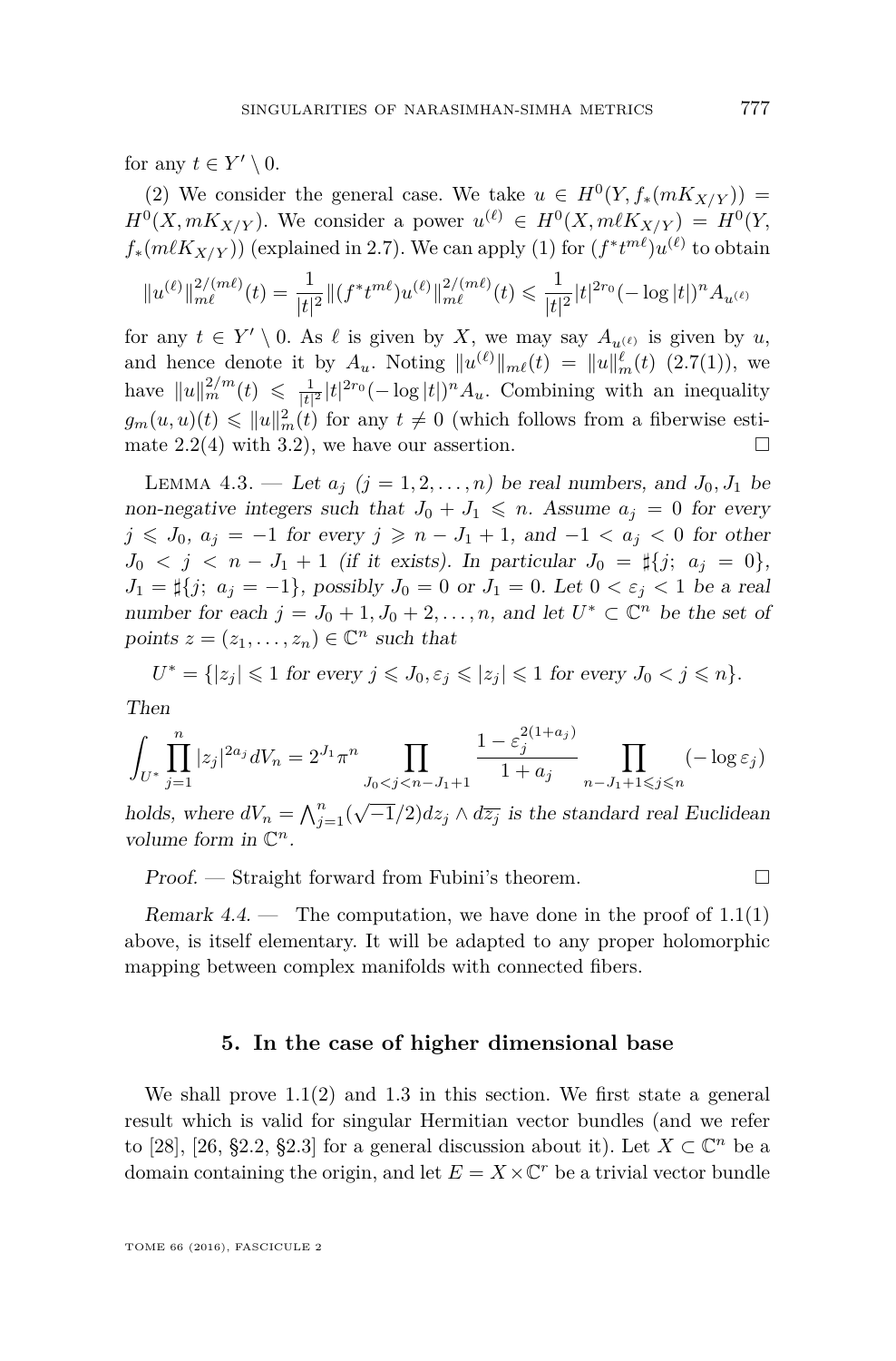for any $t \in Y' \setminus 0$.

(2) We consider the general case. We take $u \in H^0(Y, f_*(mK_{X/Y})) = H^0(X, mK_{X/Y})$. We consider a power $u^{(\ell)} \in H^0(X, m\ell K_{X/Y}) = H^0(Y, f_*(m\ell K_{X/Y}))$ (explained in 2.7). We can apply (1) for $(f^*t^{m\ell})u^{(\ell)}$ to obtain

$$\|u^{(\ell)}\|_{m\ell}^{2/(m\ell)}(t) = \frac{1}{|t|^2}\|(f^*t^{m\ell})u^{(\ell)}\|_{m\ell}^{2/(m\ell)}(t) \leqslant \frac{1}{|t|^2}|t|^{2r_0}(-\log|t|)^n A_{u^{(\ell)}}$$

for any $t \in Y' \setminus 0$. As $\ell$ is given by $X$, we may say $A_{u^{(\ell)}}$ is given by $u$, and hence denote it by $A_u$. Noting $\|u^{(\ell)}\|_{m\ell}(t) = \|u\|_m^\ell(t)$ (2.7(1)), we have $\|u\|_m^{2/m}(t) \leqslant \frac{1}{|t|^2}|t|^{2r_0}(-\log|t|)^n A_u$. Combining with an inequality $g_m(u,u)(t) \leqslant \|u\|_m^2(t)$ for any $t \neq 0$ (which follows from a fiberwise estimate 2.2(4) with 3.2), we have our assertion. □

Lemma 4.3. — *Let $a_j$ $(j = 1, 2, \ldots, n)$ be real numbers, and $J_0, J_1$ be non-negative integers such that $J_0 + J_1 \leqslant n$. Assume $a_j = 0$ for every $j \leqslant J_0$, $a_j = -1$ for every $j \geqslant n - J_1 + 1$, and $-1 < a_j < 0$ for other $J_0 < j < n - J_1 + 1$ (if it exists). In particular $J_0 = \sharp\{j;\ a_j = 0\}$, $J_1 = \sharp\{j;\ a_j = -1\}$, possibly $J_0 = 0$ or $J_1 = 0$. Let $0 < \varepsilon_j < 1$ be a real number for each $j = J_0 + 1, J_0 + 2, \ldots, n$, and let $U^* \subset \mathbb{C}^n$ be the set of points $z = (z_1, \ldots, z_n) \in \mathbb{C}^n$ such that*

$$U^* = \{|z_j| \leqslant 1 \text{ for every } j \leqslant J_0, \varepsilon_j \leqslant |z_j| \leqslant 1 \text{ for every } J_0 < j \leqslant n\}.$$

*Then*

$$\int_{U^*} \prod_{j=1}^n |z_j|^{2a_j} dV_n = 2^{J_1}\pi^n \prod_{J_0<j<n-J_1+1} \frac{1-\varepsilon_j^{2(1+a_j)}}{1+a_j} \prod_{n-J_1+1\leqslant j\leqslant n}(-\log\varepsilon_j)$$

*holds, where $dV_n = \bigwedge_{j=1}^n (\sqrt{-1}/2)dz_j \wedge d\overline{z_j}$ is the standard real Euclidean volume form in $\mathbb{C}^n$.*

*Proof.* — Straight forward from Fubini's theorem. □

*Remark 4.4.* — The computation, we have done in the proof of 1.1(1) above, is itself elementary. It will be adapted to any proper holomorphic mapping between complex manifolds with connected fibers.

## 5. In the case of higher dimensional base

We shall prove 1.1(2) and 1.3 in this section. We first state a general result which is valid for singular Hermitian vector bundles (and we refer to [28], [26, §2.2, §2.3] for a general discussion about it). Let $X \subset \mathbb{C}^n$ be a domain containing the origin, and let $E = X \times \mathbb{C}^r$ be a trivial vector bundle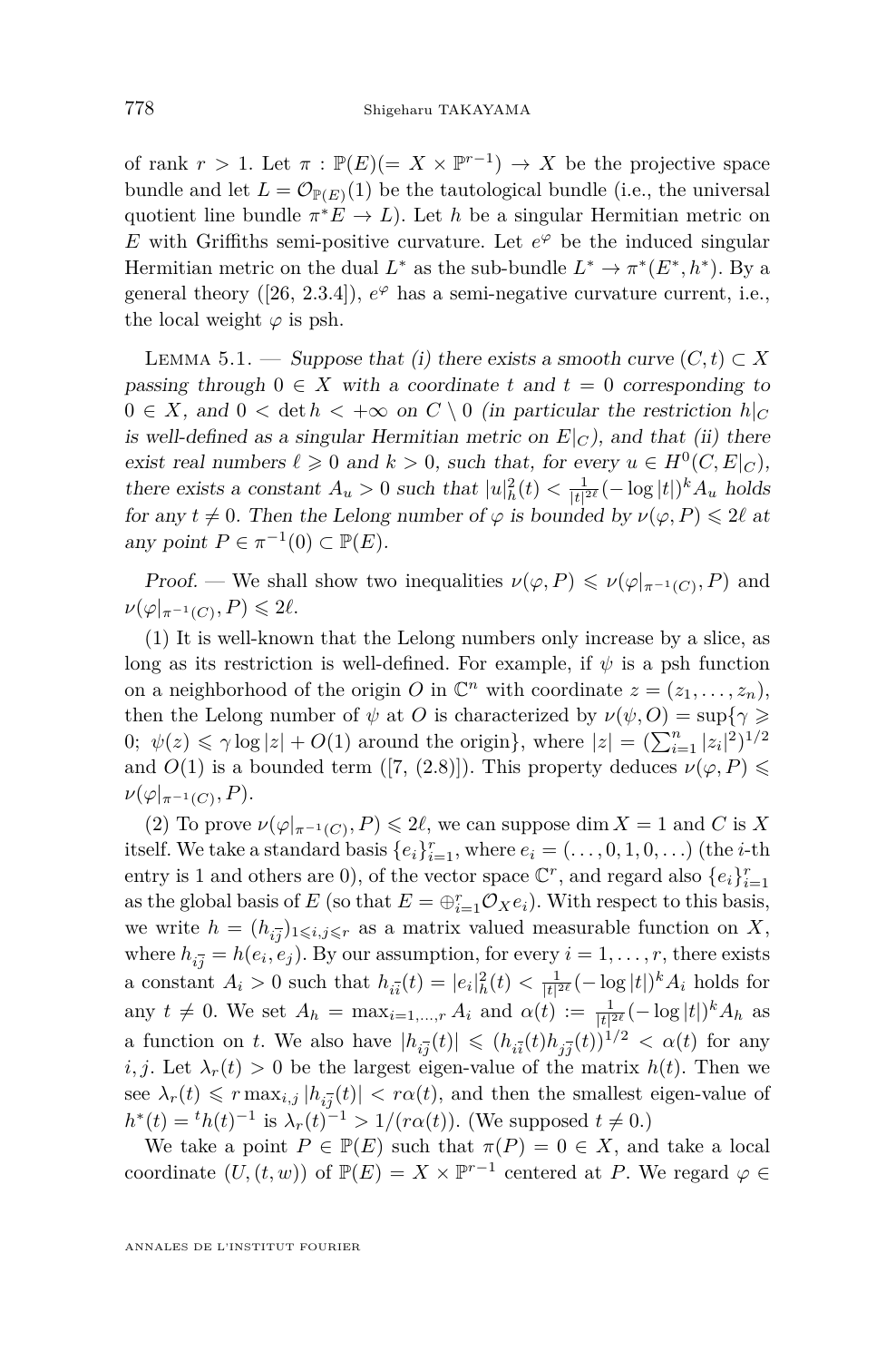of rank $r > 1$. Let $\pi : \mathbb{P}(E)(= X \times \mathbb{P}^{r-1}) \to X$ be the projective space bundle and let $L = \mathcal{O}_{\mathbb{P}(E)}(1)$ be the tautological bundle (i.e., the universal quotient line bundle $\pi^* E \to L$). Let $h$ be a singular Hermitian metric on $E$ with Griffiths semi-positive curvature. Let $e^{\varphi}$ be the induced singular Hermitian metric on the dual $L^*$ as the sub-bundle $L^* \to \pi^*(E^*, h^*)$. By a general theory ([26, 2.3.4]), $e^{\varphi}$ has a semi-negative curvature current, i.e., the local weight $\varphi$ is psh.

Lemma 5.1. — *Suppose that (i) there exists a smooth curve $(C, t) \subset X$ passing through $0 \in X$ with a coordinate $t$ and $t = 0$ corresponding to $0 \in X$, and $0 < \det h < +\infty$ on $C \setminus 0$ (in particular the restriction $h|_C$ is well-defined as a singular Hermitian metric on $E|_C$), and that (ii) there exist real numbers $\ell \geqslant 0$ and $k > 0$, such that, for every $u \in H^0(C, E|_C)$, there exists a constant $A_u > 0$ such that $|u|_h^2(t) < \frac{1}{|t|^{2\ell}}(-\log|t|)^k A_u$ holds for any $t \neq 0$. Then the Lelong number of $\varphi$ is bounded by $\nu(\varphi, P) \leqslant 2\ell$ at any point $P \in \pi^{-1}(0) \subset \mathbb{P}(E)$.*

*Proof.* — We shall show two inequalities $\nu(\varphi, P) \leqslant \nu(\varphi|_{\pi^{-1}(C)}, P)$ and $\nu(\varphi|_{\pi^{-1}(C)}, P) \leqslant 2\ell$.

(1) It is well-known that the Lelong numbers only increase by a slice, as long as its restriction is well-defined. For example, if $\psi$ is a psh function on a neighborhood of the origin $O$ in $\mathbb{C}^n$ with coordinate $z = (z_1, \ldots, z_n)$, then the Lelong number of $\psi$ at $O$ is characterized by $\nu(\psi, O) = \sup\{\gamma \geqslant 0;\ \psi(z) \leqslant \gamma \log|z| + O(1)$ around the origin$\}$, where $|z| = (\sum_{i=1}^n |z_i|^2)^{1/2}$ and $O(1)$ is a bounded term ([7, (2.8)]). This property deduces $\nu(\varphi, P) \leqslant \nu(\varphi|_{\pi^{-1}(C)}, P)$.

(2) To prove $\nu(\varphi|_{\pi^{-1}(C)}, P) \leqslant 2\ell$, we can suppose $\dim X = 1$ and $C$ is $X$ itself. We take a standard basis $\{e_i\}_{i=1}^r$, where $e_i = (\ldots, 0, 1, 0, \ldots)$ (the $i$-th entry is 1 and others are 0), of the vector space $\mathbb{C}^r$, and regard also $\{e_i\}_{i=1}^r$ as the global basis of $E$ (so that $E = \oplus_{i=1}^r \mathcal{O}_X e_i$). With respect to this basis, we write $h = (h_{i\bar{j}})_{1 \leqslant i,j \leqslant r}$ as a matrix valued measurable function on $X$, where $h_{i\bar{j}} = h(e_i, e_j)$. By our assumption, for every $i = 1, \ldots, r$, there exists a constant $A_i > 0$ such that $h_{i\bar{i}}(t) = |e_i|_h^2(t) < \frac{1}{|t|^{2\ell}}(-\log|t|)^k A_i$ holds for any $t \neq 0$. We set $A_h = \max_{i=1,\ldots,r} A_i$ and $\alpha(t) := \frac{1}{|t|^{2\ell}}(-\log|t|)^k A_h$ as a function on $t$. We also have $|h_{i\bar{j}}(t)| \leqslant (h_{i\bar{i}}(t) h_{j\bar{j}}(t))^{1/2} < \alpha(t)$ for any $i, j$. Let $\lambda_r(t) > 0$ be the largest eigen-value of the matrix $h(t)$. Then we see $\lambda_r(t) \leqslant r \max_{i,j} |h_{i\bar{j}}(t)| < r\alpha(t)$, and then the smallest eigen-value of $h^*(t) = {}^t h(t)^{-1}$ is $\lambda_r(t)^{-1} > 1/(r\alpha(t))$. (We supposed $t \neq 0$.)

We take a point $P \in \mathbb{P}(E)$ such that $\pi(P) = 0 \in X$, and take a local coordinate $(U, (t, w))$ of $\mathbb{P}(E) = X \times \mathbb{P}^{r-1}$ centered at $P$. We regard $\varphi \in$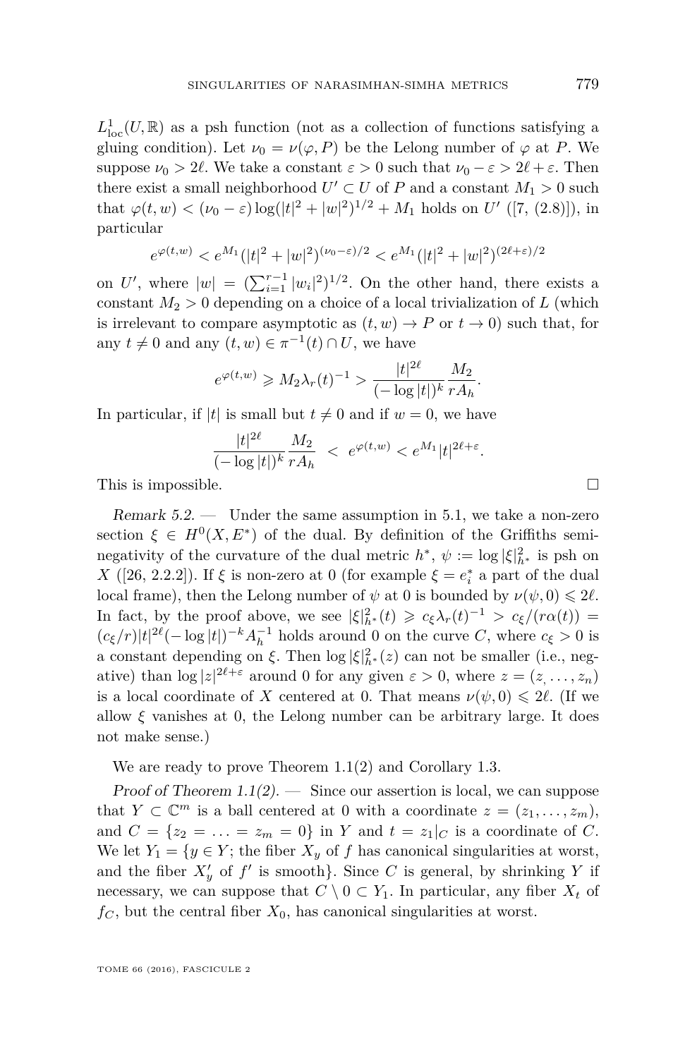$L^1_{\mathrm{loc}}(U, \mathbb{R})$ as a psh function (not as a collection of functions satisfying a gluing condition). Let $\nu_0 = \nu(\varphi, P)$ be the Lelong number of $\varphi$ at $P$. We suppose $\nu_0 > 2\ell$. We take a constant $\varepsilon > 0$ such that $\nu_0 - \varepsilon > 2\ell + \varepsilon$. Then there exist a small neighborhood $U' \subset U$ of $P$ and a constant $M_1 > 0$ such that $\varphi(t, w) < (\nu_0 - \varepsilon)\log(|t|^2 + |w|^2)^{1/2} + M_1$ holds on $U'$ ([7, (2.8)]), in particular

$$e^{\varphi(t,w)} < e^{M_1}(|t|^2 + |w|^2)^{(\nu_0-\varepsilon)/2} < e^{M_1}(|t|^2 + |w|^2)^{(2\ell+\varepsilon)/2}$$

on $U'$, where $|w| = (\sum_{i=1}^{r-1} |w_i|^2)^{1/2}$. On the other hand, there exists a constant $M_2 > 0$ depending on a choice of a local trivialization of $L$ (which is irrelevant to compare asymptotic as $(t, w) \to P$ or $t \to 0$) such that, for any $t \neq 0$ and any $(t, w) \in \pi^{-1}(t) \cap U$, we have

$$e^{\varphi(t,w)} \geqslant M_2 \lambda_r(t)^{-1} > \frac{|t|^{2\ell}}{(-\log|t|)^k} \frac{M_2}{r A_h}.$$

In particular, if $|t|$ is small but $t \neq 0$ and if $w = 0$, we have

$$\frac{|t|^{2\ell}}{(-\log|t|)^k} \frac{M_2}{r A_h} \; < \; e^{\varphi(t,w)} < e^{M_1}|t|^{2\ell+\varepsilon}.$$

This is impossible. □

*Remark 5.2.* — Under the same assumption in 5.1, we take a non-zero section $\xi \in H^0(X, E^*)$ of the dual. By definition of the Griffiths semi-negativity of the curvature of the dual metric $h^*$, $\psi := \log|\xi|^2_{h^*}$ is psh on $X$ ([26, 2.2.2]). If $\xi$ is non-zero at 0 (for example $\xi = e_i^*$ a part of the dual local frame), then the Lelong number of $\psi$ at 0 is bounded by $\nu(\psi, 0) \leqslant 2\ell$. In fact, by the proof above, we see $|\xi|^2_{h^*}(t) \geqslant c_\xi \lambda_r(t)^{-1} > c_\xi/(r\alpha(t)) = (c_\xi/r)|t|^{2\ell}(-\log|t|)^{-k} A_h^{-1}$ holds around 0 on the curve $C$, where $c_\xi > 0$ is a constant depending on $\xi$. Then $\log|\xi|^2_{h^*}(z)$ can not be smaller (i.e., negative) than $\log|z|^{2\ell+\varepsilon}$ around 0 for any given $\varepsilon > 0$, where $z = (z, \ldots, z_n)$ is a local coordinate of $X$ centered at 0. That means $\nu(\psi, 0) \leqslant 2\ell$. (If we allow $\xi$ vanishes at 0, the Lelong number can be arbitrary large. It does not make sense.)

We are ready to prove Theorem 1.1(2) and Corollary 1.3.

*Proof of Theorem 1.1(2).* — Since our assertion is local, we can suppose that $Y \subset \mathbb{C}^m$ is a ball centered at 0 with a coordinate $z = (z_1, \ldots, z_m)$, and $C = \{z_2 = \ldots = z_m = 0\}$ in $Y$ and $t = z_1|_C$ is a coordinate of $C$. We let $Y_1 = \{y \in Y;$ the fiber $X_y$ of $f$ has canonical singularities at worst, and the fiber $X'_y$ of $f'$ is smooth$\}$. Since $C$ is general, by shrinking $Y$ if necessary, we can suppose that $C \setminus 0 \subset Y_1$. In particular, any fiber $X_t$ of $f_C$, but the central fiber $X_0$, has canonical singularities at worst.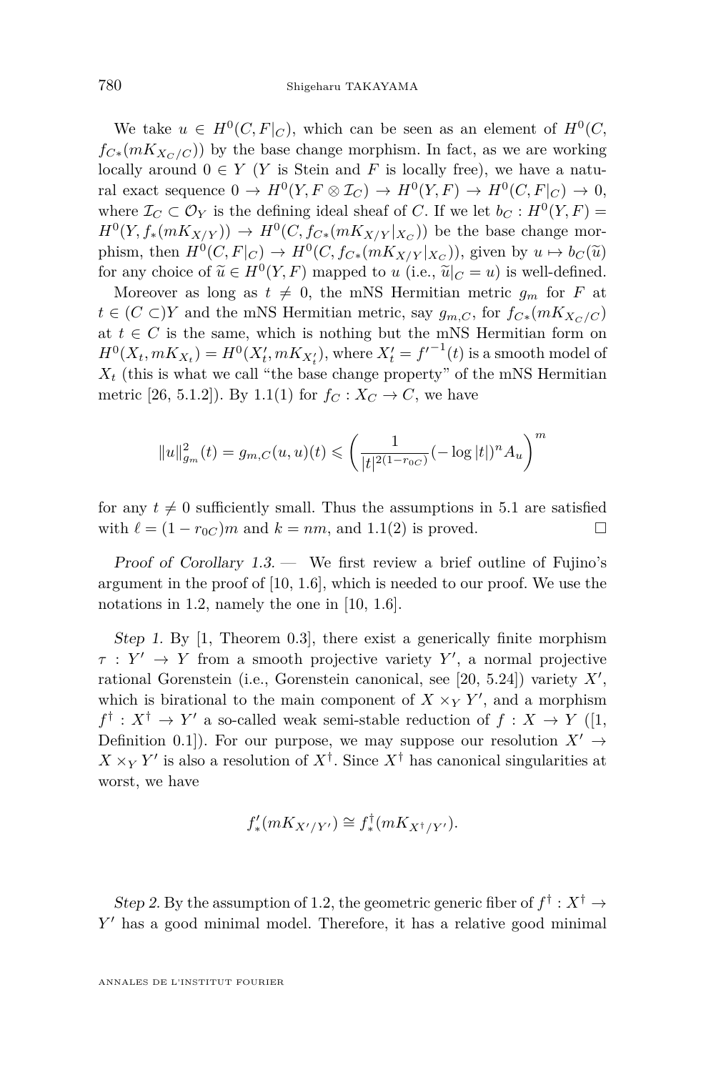We take $u \in H^0(C, F|_C)$, which can be seen as an element of $H^0(C, f_{C*}(mK_{X_C/C}))$ by the base change morphism. In fact, as we are working locally around $0 \in Y$ ($Y$ is Stein and $F$ is locally free), we have a natural exact sequence $0 \to H^0(Y, F \otimes \mathcal{I}_C) \to H^0(Y, F) \to H^0(C, F|_C) \to 0$, where $\mathcal{I}_C \subset \mathcal{O}_Y$ is the defining ideal sheaf of $C$. If we let $b_C : H^0(Y, F) = H^0(Y, f_*(mK_{X/Y})) \to H^0(C, f_{C*}(mK_{X/Y}|_{X_C}))$ be the base change morphism, then $H^0(C, F|_C) \to H^0(C, f_{C*}(mK_{X/Y}|_{X_C}))$, given by $u \mapsto b_C(\widetilde{u})$ for any choice of $\widetilde{u} \in H^0(Y, F)$ mapped to $u$ (i.e., $\widetilde{u}|_C = u$) is well-defined.

Moreover as long as $t \neq 0$, the mNS Hermitian metric $g_m$ for $F$ at $t \in (C \subset) Y$ and the mNS Hermitian metric, say $g_{m,C}$, for $f_{C*}(mK_{X_C/C})$ at $t \in C$ is the same, which is nothing but the mNS Hermitian form on $H^0(X_t, mK_{X_t}) = H^0(X'_t, mK_{X'_t})$, where $X'_t = {f'}^{-1}(t)$ is a smooth model of $X_t$ (this is what we call "the base change property" of the mNS Hermitian metric [26, 5.1.2]). By 1.1(1) for $f_C : X_C \to C$, we have

$$\|u\|^2_{g_m}(t) = g_{m,C}(u,u)(t) \leqslant \left( \frac{1}{|t|^{2(1-r_{0C})}} (-\log |t|)^n A_u \right)^m$$

for any $t \neq 0$ sufficiently small. Thus the assumptions in 5.1 are satisfied with $\ell = (1 - r_{0C})m$ and $k = nm$, and 1.1(2) is proved. □

*Proof of Corollary 1.3.* — We first review a brief outline of Fujino's argument in the proof of [10, 1.6], which is needed to our proof. We use the notations in 1.2, namely the one in [10, 1.6].

*Step 1.* By [1, Theorem 0.3], there exist a generically finite morphism $\tau : Y' \to Y$ from a smooth projective variety $Y'$, a normal projective rational Gorenstein (i.e., Gorenstein canonical, see [20, 5.24]) variety $X'$, which is birational to the main component of $X \times_Y Y'$, and a morphism $f^\dagger : X^\dagger \to Y'$ a so-called weak semi-stable reduction of $f : X \to Y$ ([1, Definition 0.1]). For our purpose, we may suppose our resolution $X' \to X \times_Y Y'$ is also a resolution of $X^\dagger$. Since $X^\dagger$ has canonical singularities at worst, we have

$$f'_*(mK_{X'/Y'}) \cong f^\dagger_*(mK_{X^\dagger/Y'}).$$

*Step 2.* By the assumption of 1.2, the geometric generic fiber of $f^\dagger : X^\dagger \to Y'$ has a good minimal model. Therefore, it has a relative good minimal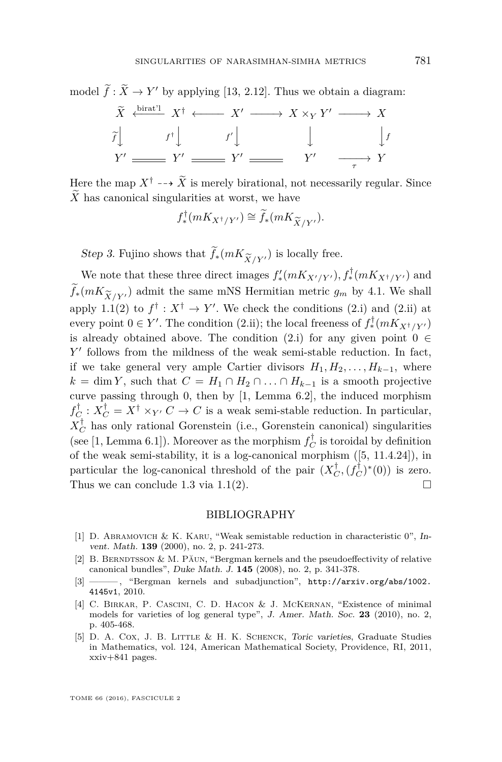model $\widetilde{f}:\widetilde{X}\to Y'$ by applying [13, 2.12]. Thus we obtain a diagram:

$$\begin{array}{ccccccccc}
\widetilde{X} & \stackrel{\text{birat'l}}{\longleftarrow} & X^\dagger & \longleftarrow & X' & \longrightarrow & X\times_Y Y' & \longrightarrow & X \\
{\scriptstyle \widetilde{f}}\big\downarrow & & {\scriptstyle f^\dagger}\big\downarrow & & {\scriptstyle f'}\big\downarrow & & \big\downarrow & & \big\downarrow{\scriptstyle f} \\
Y' & = & Y' & = & Y' & = & Y' & \xrightarrow[\tau]{} & Y
\end{array}$$

Here the map $X^\dagger \dashrightarrow \widetilde{X}$ is merely birational, not necessarily regular. Since $\widetilde{X}$ has canonical singularities at worst, we have

$$f^\dagger_*(mK_{X^\dagger/Y'})\cong \widetilde{f}_*(mK_{\widetilde{X}/Y'}).$$

*Step 3.* Fujino shows that $\widetilde{f}_*(mK_{\widetilde{X}/Y'})$ is locally free.

We note that these three direct images $f'_*(mK_{X'/Y'}), f^\dagger_*(mK_{X^\dagger/Y'})$ and $\widetilde{f}_*(mK_{\widetilde{X}/Y'})$ admit the same mNS Hermitian metric $g_m$ by 4.1. We shall apply 1.1(2) to $f^\dagger : X^\dagger \to Y'$. We check the conditions (2.i) and (2.ii) at every point $0\in Y'$. The condition (2.ii); the local freeness of $f^\dagger_*(mK_{X^\dagger/Y'})$ is already obtained above. The condition (2.i) for any given point $0\in Y'$ follows from the mildness of the weak semi-stable reduction. In fact, if we take general very ample Cartier divisors $H_1,H_2,\dots,H_{k-1}$, where $k=\dim Y$, such that $C=H_1\cap H_2\cap\ldots\cap H_{k-1}$ is a smooth projective curve passing through 0, then by [1, Lemma 6.2], the induced morphism $f^\dagger_C : X^\dagger_C = X^\dagger\times_{Y'} C\to C$ is a weak semi-stable reduction. In particular, $X^\dagger_C$ has only rational Gorenstein (i.e., Gorenstein canonical) singularities (see [1, Lemma 6.1]). Moreover as the morphism $f^\dagger_C$ is toroidal by definition of the weak semi-stability, it is a log-canonical morphism ([5, 11.4.24]), in particular the log-canonical threshold of the pair $(X^\dagger_C,(f^\dagger_C)^*(0))$ is zero. Thus we can conclude 1.3 via 1.1(2). □

## BIBLIOGRAPHY

[1] D. Abramovich & K. Karu, "Weak semistable reduction in characteristic 0", *Invent. Math.* **139** (2000), no. 2, p. 241-273.

[2] B. Berndtsson & M. Păun, "Bergman kernels and the pseudoeffectivity of relative canonical bundles", *Duke Math. J.* **145** (2008), no. 2, p. 341-378.

[3] ———, "Bergman kernels and subadjunction", http://arxiv.org/abs/1002.4145v1, 2010.

[4] C. Birkar, P. Cascini, C. D. Hacon & J. McKernan, "Existence of minimal models for varieties of log general type", *J. Amer. Math. Soc.* **23** (2010), no. 2, p. 405-468.

[5] D. A. Cox, J. B. Little & H. K. Schenck, *Toric varieties*, Graduate Studies in Mathematics, vol. 124, American Mathematical Society, Providence, RI, 2011, xxiv+841 pages.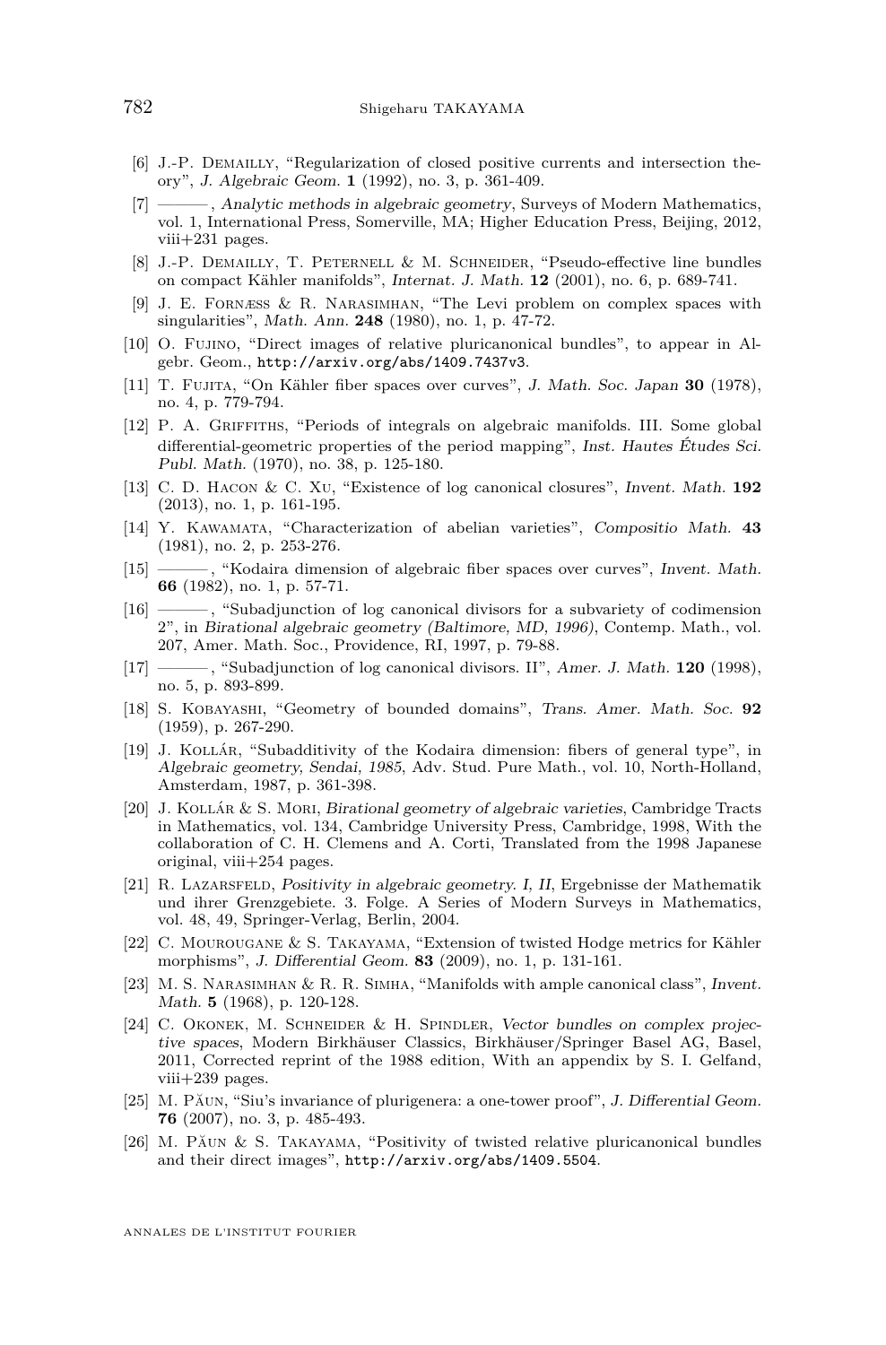[6] J.-P. Demailly, "Regularization of closed positive currents and intersection theory", *J. Algebraic Geom.* **1** (1992), no. 3, p. 361-409.

[7] ———, *Analytic methods in algebraic geometry*, Surveys of Modern Mathematics, vol. 1, International Press, Somerville, MA; Higher Education Press, Beijing, 2012, viii+231 pages.

[8] J.-P. Demailly, T. Peternell & M. Schneider, "Pseudo-effective line bundles on compact Kähler manifolds", *Internat. J. Math.* **12** (2001), no. 6, p. 689-741.

[9] J. E. Fornæss & R. Narasimhan, "The Levi problem on complex spaces with singularities", *Math. Ann.* **248** (1980), no. 1, p. 47-72.

[10] O. Fujino, "Direct images of relative pluricanonical bundles", to appear in Algebr. Geom., http://arxiv.org/abs/1409.7437v3.

[11] T. Fujita, "On Kähler fiber spaces over curves", *J. Math. Soc. Japan* **30** (1978), no. 4, p. 779-794.

[12] P. A. Griffiths, "Periods of integrals on algebraic manifolds. III. Some global differential-geometric properties of the period mapping", *Inst. Hautes Études Sci. Publ. Math.* (1970), no. 38, p. 125-180.

[13] C. D. Hacon & C. Xu, "Existence of log canonical closures", *Invent. Math.* **192** (2013), no. 1, p. 161-195.

[14] Y. Kawamata, "Characterization of abelian varieties", *Compositio Math.* **43** (1981), no. 2, p. 253-276.

[15] ———, "Kodaira dimension of algebraic fiber spaces over curves", *Invent. Math.* **66** (1982), no. 1, p. 57-71.

[16] ———, "Subadjunction of log canonical divisors for a subvariety of codimension 2", in *Birational algebraic geometry (Baltimore, MD, 1996)*, Contemp. Math., vol. 207, Amer. Math. Soc., Providence, RI, 1997, p. 79-88.

[17] ———, "Subadjunction of log canonical divisors. II", *Amer. J. Math.* **120** (1998), no. 5, p. 893-899.

[18] S. Kobayashi, "Geometry of bounded domains", *Trans. Amer. Math. Soc.* **92** (1959), p. 267-290.

[19] J. Kollár, "Subadditivity of the Kodaira dimension: fibers of general type", in *Algebraic geometry, Sendai, 1985*, Adv. Stud. Pure Math., vol. 10, North-Holland, Amsterdam, 1987, p. 361-398.

[20] J. Kollár & S. Mori, *Birational geometry of algebraic varieties*, Cambridge Tracts in Mathematics, vol. 134, Cambridge University Press, Cambridge, 1998, With the collaboration of C. H. Clemens and A. Corti, Translated from the 1998 Japanese original, viii+254 pages.

[21] R. Lazarsfeld, *Positivity in algebraic geometry. I, II*, Ergebnisse der Mathematik und ihrer Grenzgebiete. 3. Folge. A Series of Modern Surveys in Mathematics, vol. 48, 49, Springer-Verlag, Berlin, 2004.

[22] C. Mourougane & S. Takayama, "Extension of twisted Hodge metrics for Kähler morphisms", *J. Differential Geom.* **83** (2009), no. 1, p. 131-161.

[23] M. S. Narasimhan & R. R. Simha, "Manifolds with ample canonical class", *Invent. Math.* **5** (1968), p. 120-128.

[24] C. Okonek, M. Schneider & H. Spindler, *Vector bundles on complex projective spaces*, Modern Birkhäuser Classics, Birkhäuser/Springer Basel AG, Basel, 2011, Corrected reprint of the 1988 edition, With an appendix by S. I. Gelfand, viii+239 pages.

[25] M. Păun, "Siu's invariance of plurigenera: a one-tower proof", *J. Differential Geom.* **76** (2007), no. 3, p. 485-493.

[26] M. Păun & S. Takayama, "Positivity of twisted relative pluricanonical bundles and their direct images", http://arxiv.org/abs/1409.5504.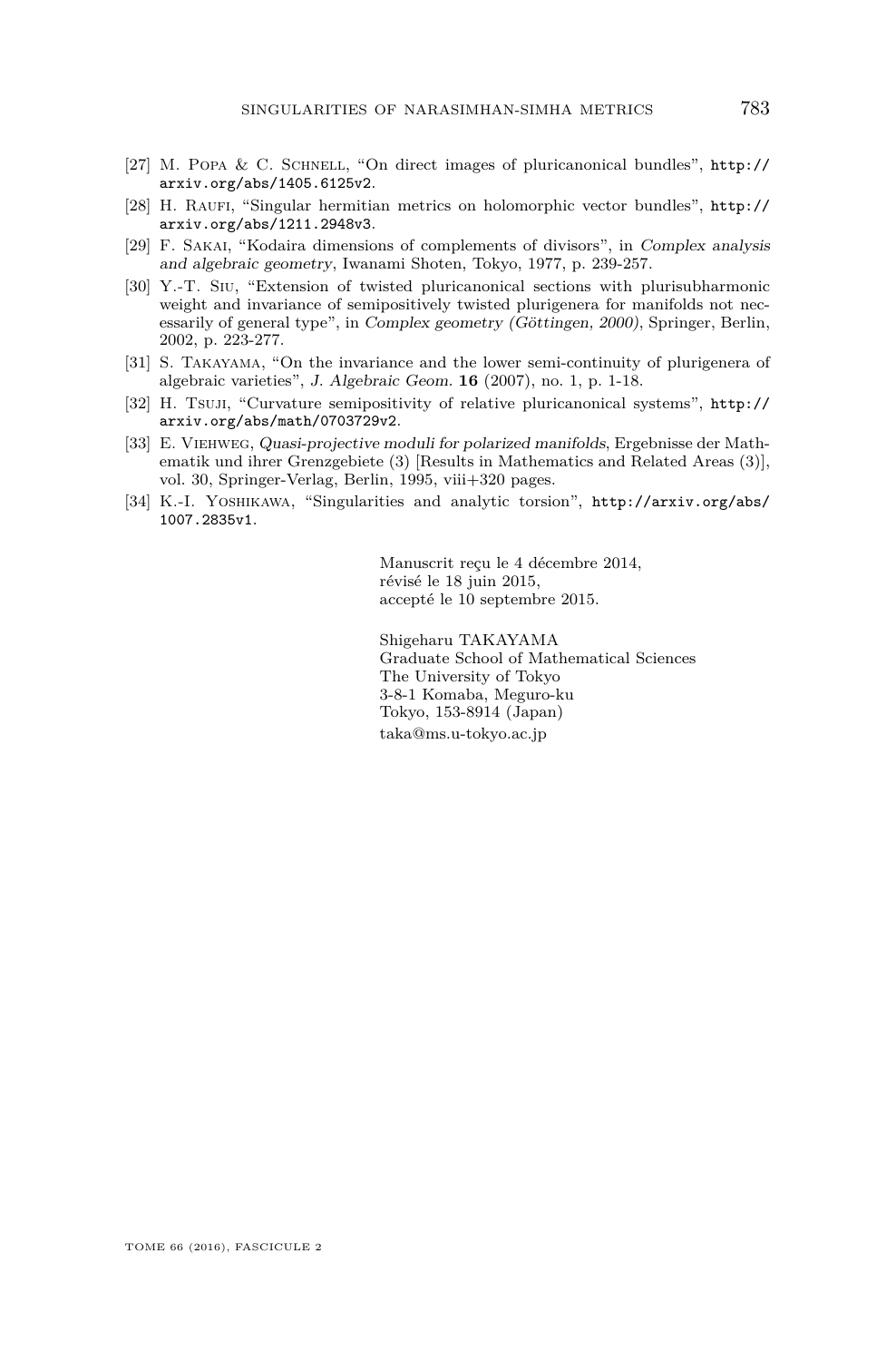[27] M. Popa & C. Schnell, "On direct images of pluricanonical bundles", http://arxiv.org/abs/1405.6125v2.

[28] H. Raufi, "Singular hermitian metrics on holomorphic vector bundles", http://arxiv.org/abs/1211.2948v3.

[29] F. Sakai, "Kodaira dimensions of complements of divisors", in *Complex analysis and algebraic geometry*, Iwanami Shoten, Tokyo, 1977, p. 239-257.

[30] Y.-T. Siu, "Extension of twisted pluricanonical sections with plurisubharmonic weight and invariance of semipositively twisted plurigenera for manifolds not necessarily of general type", in *Complex geometry (Göttingen, 2000)*, Springer, Berlin, 2002, p. 223-277.

[31] S. Takayama, "On the invariance and the lower semi-continuity of plurigenera of algebraic varieties", *J. Algebraic Geom.* **16** (2007), no. 1, p. 1-18.

[32] H. Tsuji, "Curvature semipositivity of relative pluricanonical systems", http://arxiv.org/abs/math/0703729v2.

[33] E. Viehweg, *Quasi-projective moduli for polarized manifolds*, Ergebnisse der Mathematik und ihrer Grenzgebiete (3) [Results in Mathematics and Related Areas (3)], vol. 30, Springer-Verlag, Berlin, 1995, viii+320 pages.

[34] K.-I. Yoshikawa, "Singularities and analytic torsion", http://arxiv.org/abs/1007.2835v1.

Manuscrit reçu le 4 décembre 2014,
révisé le 18 juin 2015,
accepté le 10 septembre 2015.

Shigeharu TAKAYAMA
Graduate School of Mathematical Sciences
The University of Tokyo
3-8-1 Komaba, Meguro-ku
Tokyo, 153-8914 (Japan)
taka@ms.u-tokyo.ac.jp